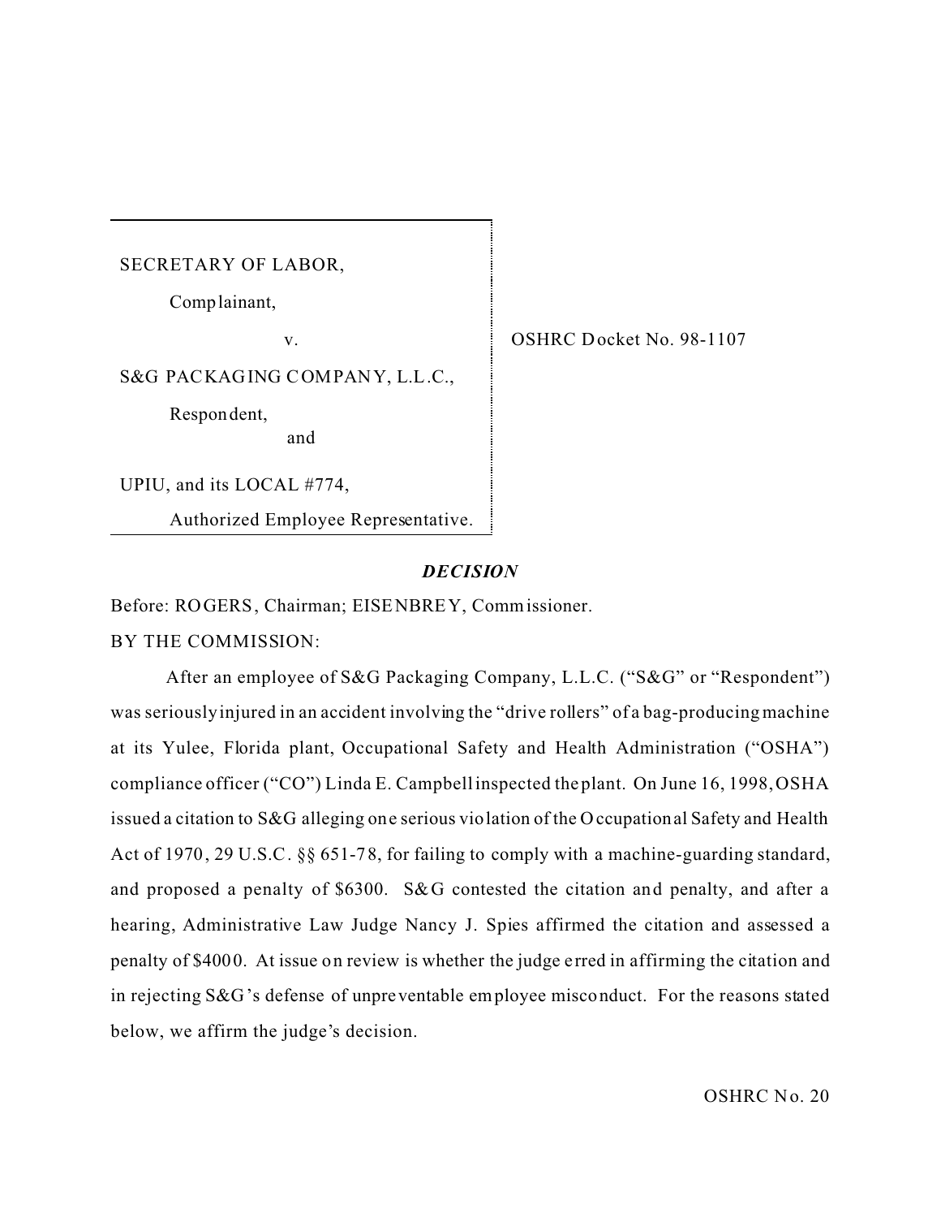SECRETARY OF LABOR,

Complainant,

v.

S&G PACKAGING COMPANY, L.L.C.,

Respondent,

and

UPIU, and its LOCAL #774,

Authorized Employee Representative.

OSHRC Docket No. 98-1107

## *DECISION*

Before: ROGERS, Chairman; EISENBREY, Commissioner.

BY THE COMMISSION:

After an employee of S&G Packaging Company, L.L.C. ("S&G" or "Respondent") was seriously injured in an accident involving the "drive rollers" of a bag-producing machine at its Yulee, Florida plant, Occupational Safety and Health Administration ("OSHA") compliance officer ("CO") Linda E. Campbell inspected the plant. On June 16, 1998, OSHA issued a citation to S&G alleging one serious violation of the Occupational Safety and Health Act of 1970, 29 U.S.C. §§ 651-78, for failing to comply with a machine-guarding standard, and proposed a penalty of $6300. S&G contested the citation and penalty, and after a hearing, Administrative Law Judge Nancy J. Spies affirmed the citation and assessed a penalty of $4000. At issue on review is whether the judge erred in affirming the citation and in rejecting S&G's defense of unpreventable employee misconduct. For the reasons stated below, we affirm the judge's decision.

OSHRC No. 20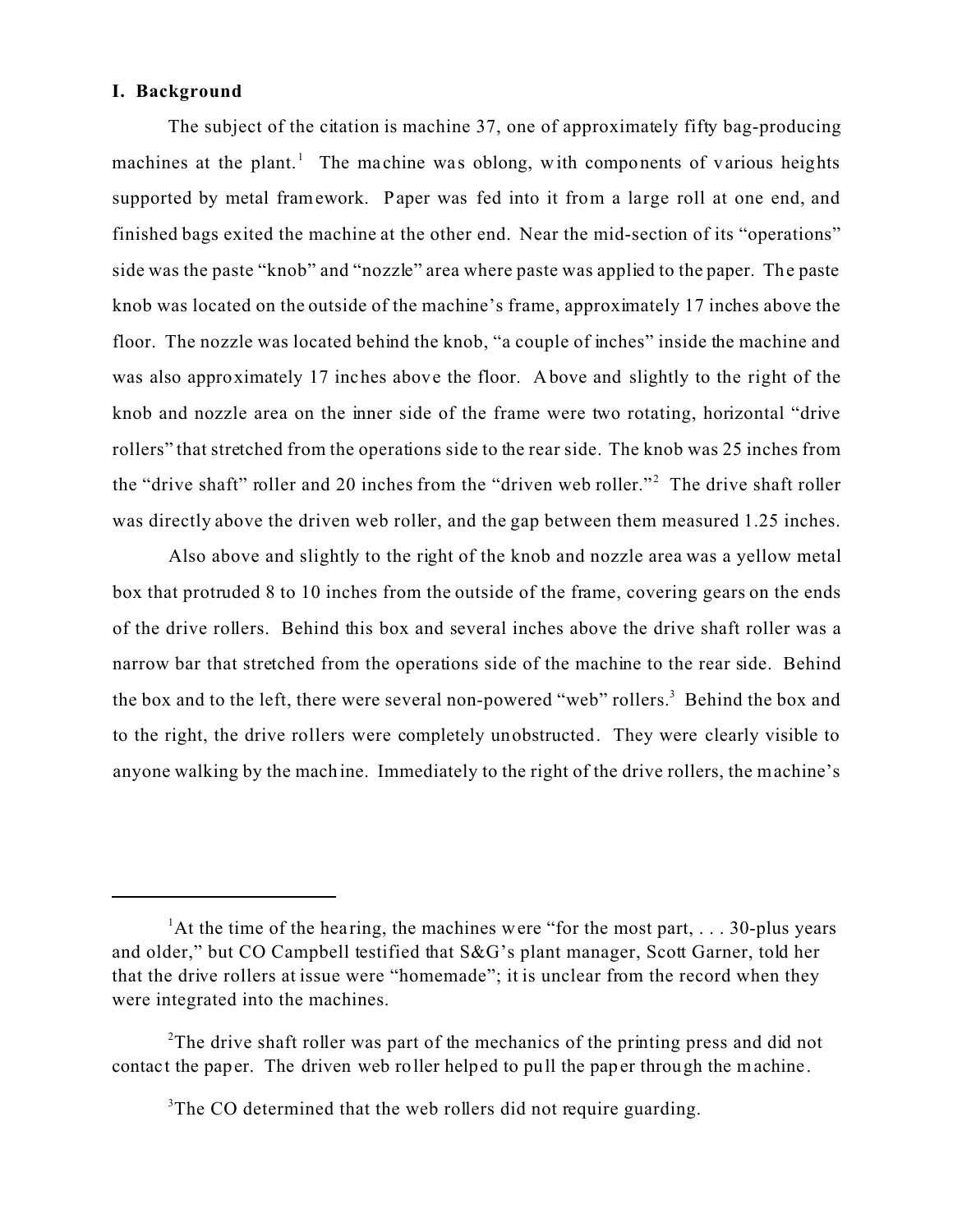## I. Background

The subject of the citation is machine 37, one of approximately fifty bag-producing machines at the plant.[1] The machine was oblong, with components of various heights supported by metal framework. Paper was fed into it from a large roll at one end, and finished bags exited the machine at the other end. Near the mid-section of its "operations" side was the paste "knob" and "nozzle" area where paste was applied to the paper. The paste knob was located on the outside of the machine's frame, approximately 17 inches above the floor. The nozzle was located behind the knob, "a couple of inches" inside the machine and was also approximately 17 inches above the floor. Above and slightly to the right of the knob and nozzle area on the inner side of the frame were two rotating, horizontal "drive rollers" that stretched from the operations side to the rear side. The knob was 25 inches from the "drive shaft" roller and 20 inches from the "driven web roller."[2] The drive shaft roller was directly above the driven web roller, and the gap between them measured 1.25 inches.

Also above and slightly to the right of the knob and nozzle area was a yellow metal box that protruded 8 to 10 inches from the outside of the frame, covering gears on the ends of the drive rollers. Behind this box and several inches above the drive shaft roller was a narrow bar that stretched from the operations side of the machine to the rear side. Behind the box and to the left, there were several non-powered "web" rollers.[3] Behind the box and to the right, the drive rollers were completely unobstructed. They were clearly visible to anyone walking by the machine. Immediately to the right of the drive rollers, the machine's

---

[1] At the time of the hearing, the machines were "for the most part, . . . 30-plus years and older," but CO Campbell testified that S&G's plant manager, Scott Garner, told her that the drive rollers at issue were "homemade"; it is unclear from the record when they were integrated into the machines.

[2] The drive shaft roller was part of the mechanics of the printing press and did not contact the paper. The driven web roller helped to pull the paper through the machine.

[3] The CO determined that the web rollers did not require guarding.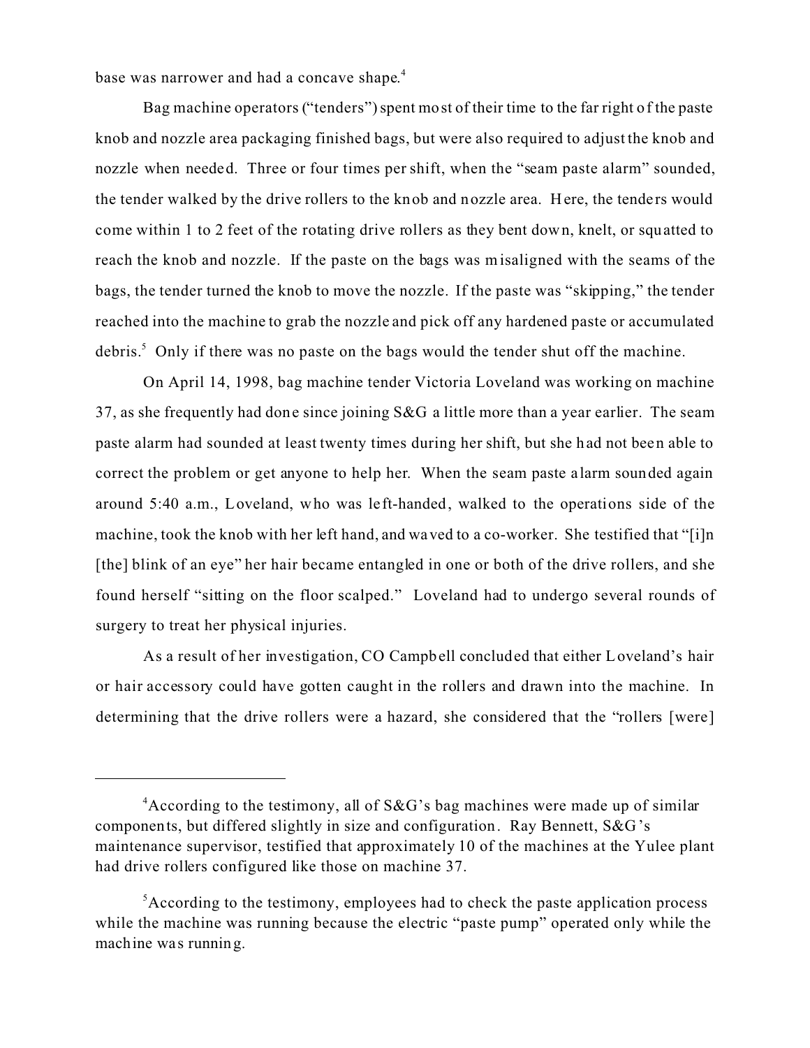base was narrower and had a concave shape.[4]

Bag machine operators ("tenders") spent most of their time to the far right of the paste knob and nozzle area packaging finished bags, but were also required to adjust the knob and nozzle when needed. Three or four times per shift, when the "seam paste alarm" sounded, the tender walked by the drive rollers to the knob and nozzle area. Here, the tenders would come within 1 to 2 feet of the rotating drive rollers as they bent down, knelt, or squatted to reach the knob and nozzle. If the paste on the bags was misaligned with the seams of the bags, the tender turned the knob to move the nozzle. If the paste was "skipping," the tender reached into the machine to grab the nozzle and pick off any hardened paste or accumulated debris.[5] Only if there was no paste on the bags would the tender shut off the machine.

On April 14, 1998, bag machine tender Victoria Loveland was working on machine 37, as she frequently had done since joining S&G a little more than a year earlier. The seam paste alarm had sounded at least twenty times during her shift, but she had not been able to correct the problem or get anyone to help her. When the seam paste alarm sounded again around 5:40 a.m., Loveland, who was left-handed, walked to the operations side of the machine, took the knob with her left hand, and waved to a co-worker. She testified that "[i]n [the] blink of an eye" her hair became entangled in one or both of the drive rollers, and she found herself "sitting on the floor scalped." Loveland had to undergo several rounds of surgery to treat her physical injuries.

As a result of her investigation, CO Campbell concluded that either Loveland's hair or hair accessory could have gotten caught in the rollers and drawn into the machine. In determining that the drive rollers were a hazard, she considered that the "rollers [were]

---

[4]According to the testimony, all of S&G's bag machines were made up of similar components, but differed slightly in size and configuration. Ray Bennett, S&G's maintenance supervisor, testified that approximately 10 of the machines at the Yulee plant had drive rollers configured like those on machine 37.

[5]According to the testimony, employees had to check the paste application process while the machine was running because the electric "paste pump" operated only while the machine was running.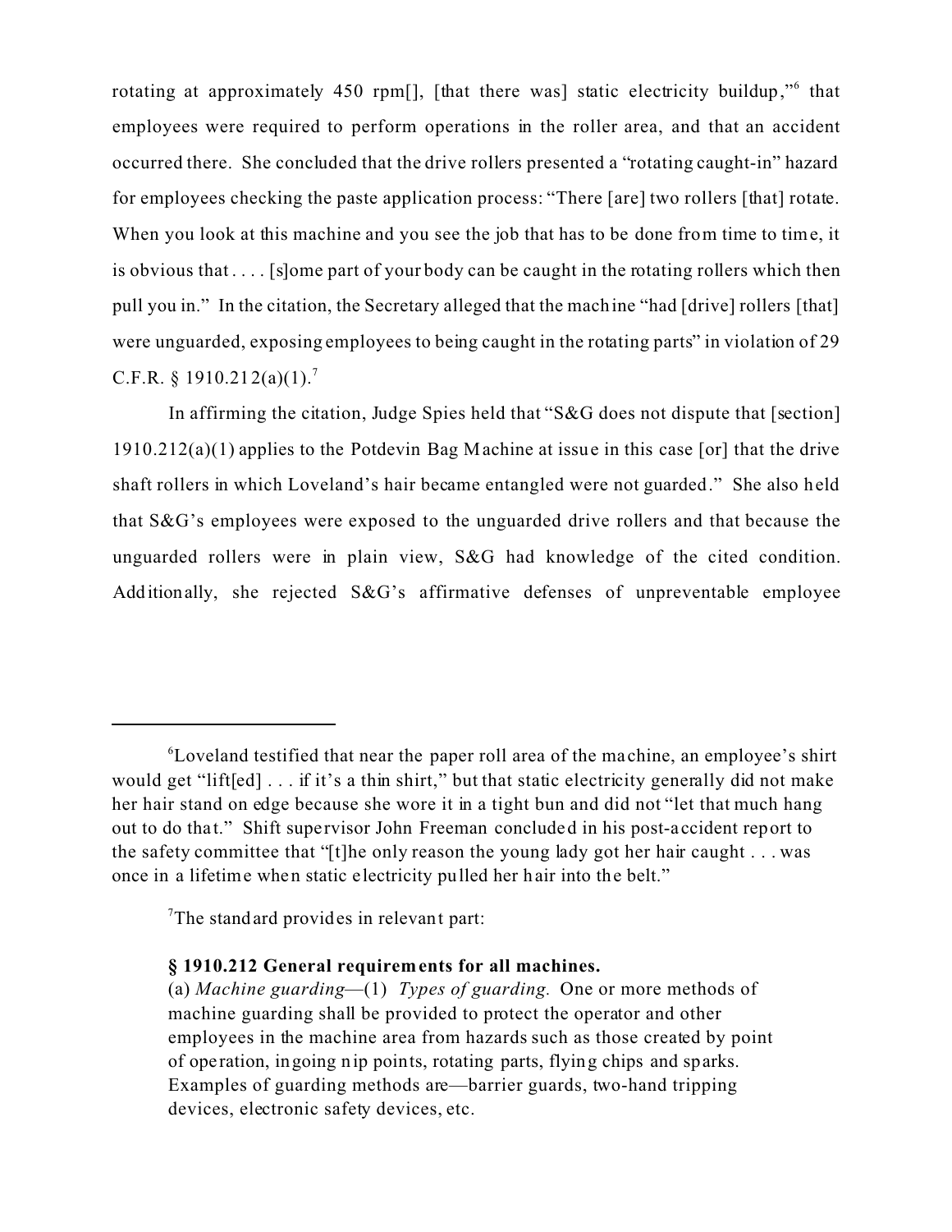rotating at approximately 450 rpm[], [that there was] static electricity buildup,"[6] that employees were required to perform operations in the roller area, and that an accident occurred there. She concluded that the drive rollers presented a "rotating caught-in" hazard for employees checking the paste application process: "There [are] two rollers [that] rotate. When you look at this machine and you see the job that has to be done from time to time, it is obvious that . . . . [s]ome part of your body can be caught in the rotating rollers which then pull you in." In the citation, the Secretary alleged that the machine "had [drive] rollers [that] were unguarded, exposing employees to being caught in the rotating parts" in violation of 29 C.F.R. § 1910.212(a)(1).[7]

In affirming the citation, Judge Spies held that "S&G does not dispute that [section] 1910.212(a)(1) applies to the Potdevin Bag Machine at issue in this case [or] that the drive shaft rollers in which Loveland's hair became entangled were not guarded." She also held that S&G's employees were exposed to the unguarded drive rollers and that because the unguarded rollers were in plain view, S&G had knowledge of the cited condition. Additionally, she rejected S&G's affirmative defenses of unpreventable employee

---

[6]Loveland testified that near the paper roll area of the machine, an employee's shirt would get "lift[ed] . . . if it's a thin shirt," but that static electricity generally did not make her hair stand on edge because she wore it in a tight bun and did not "let that much hang out to do that." Shift supervisor John Freeman concluded in his post-accident report to the safety committee that "[t]he only reason the young lady got her hair caught . . . was once in a lifetime when static electricity pulled her hair into the belt."

[7]The standard provides in relevant part:

**§ 1910.212 General requirements for all machines.**
(a) *Machine guarding*—(1) *Types of guarding.* One or more methods of machine guarding shall be provided to protect the operator and other employees in the machine area from hazards such as those created by point of operation, ingoing nip points, rotating parts, flying chips and sparks. Examples of guarding methods are—barrier guards, two-hand tripping devices, electronic safety devices, etc.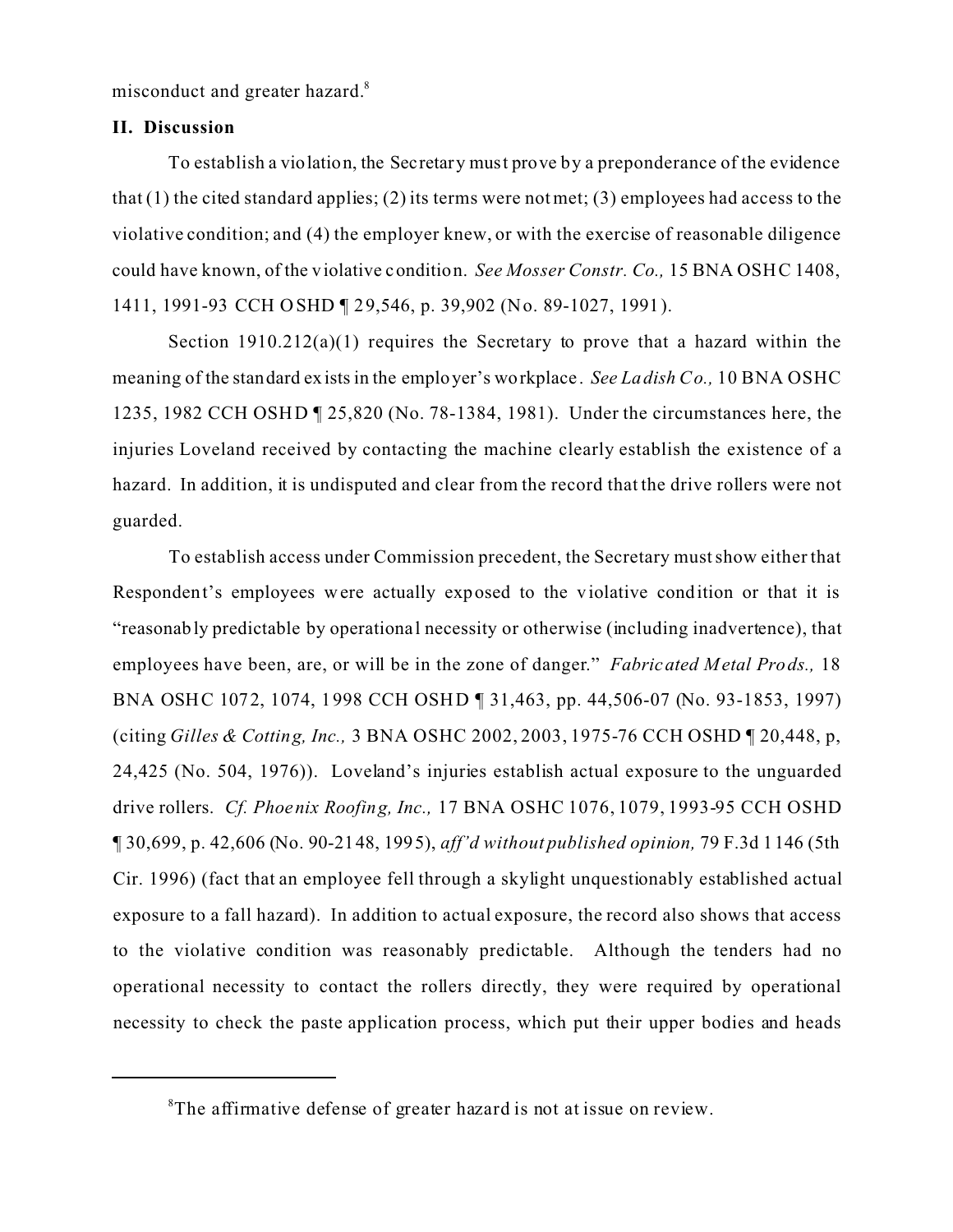misconduct and greater hazard.[8]

## II. Discussion

To establish a violation, the Secretary must prove by a preponderance of the evidence that (1) the cited standard applies; (2) its terms were not met; (3) employees had access to the violative condition; and (4) the employer knew, or with the exercise of reasonable diligence could have known, of the violative condition. *See Mosser Constr. Co.,* 15 BNA OSHC 1408, 1411, 1991-93 CCH OSHD ¶ 29,546, p. 39,902 (No. 89-1027, 1991).

Section 1910.212(a)(1) requires the Secretary to prove that a hazard within the meaning of the standard exists in the employer's workplace. *See Ladish Co.,* 10 BNA OSHC 1235, 1982 CCH OSHD ¶ 25,820 (No. 78-1384, 1981). Under the circumstances here, the injuries Loveland received by contacting the machine clearly establish the existence of a hazard. In addition, it is undisputed and clear from the record that the drive rollers were not guarded.

To establish access under Commission precedent, the Secretary must show either that Respondent's employees were actually exposed to the violative condition or that it is "reasonably predictable by operational necessity or otherwise (including inadvertence), that employees have been, are, or will be in the zone of danger." *Fabricated Metal Prods.,* 18 BNA OSHC 1072, 1074, 1998 CCH OSHD ¶ 31,463, pp. 44,506-07 (No. 93-1853, 1997) (citing *Gilles & Cotting, Inc.,* 3 BNA OSHC 2002, 2003, 1975-76 CCH OSHD ¶ 20,448, p, 24,425 (No. 504, 1976)). Loveland's injuries establish actual exposure to the unguarded drive rollers. *Cf. Phoenix Roofing, Inc.,* 17 BNA OSHC 1076, 1079, 1993-95 CCH OSHD ¶ 30,699, p. 42,606 (No. 90-2148, 1995), *aff'd without published opinion,* 79 F.3d 1146 (5th Cir. 1996) (fact that an employee fell through a skylight unquestionably established actual exposure to a fall hazard). In addition to actual exposure, the record also shows that access to the violative condition was reasonably predictable. Although the tenders had no operational necessity to contact the rollers directly, they were required by operational necessity to check the paste application process, which put their upper bodies and heads

---

[8] The affirmative defense of greater hazard is not at issue on review.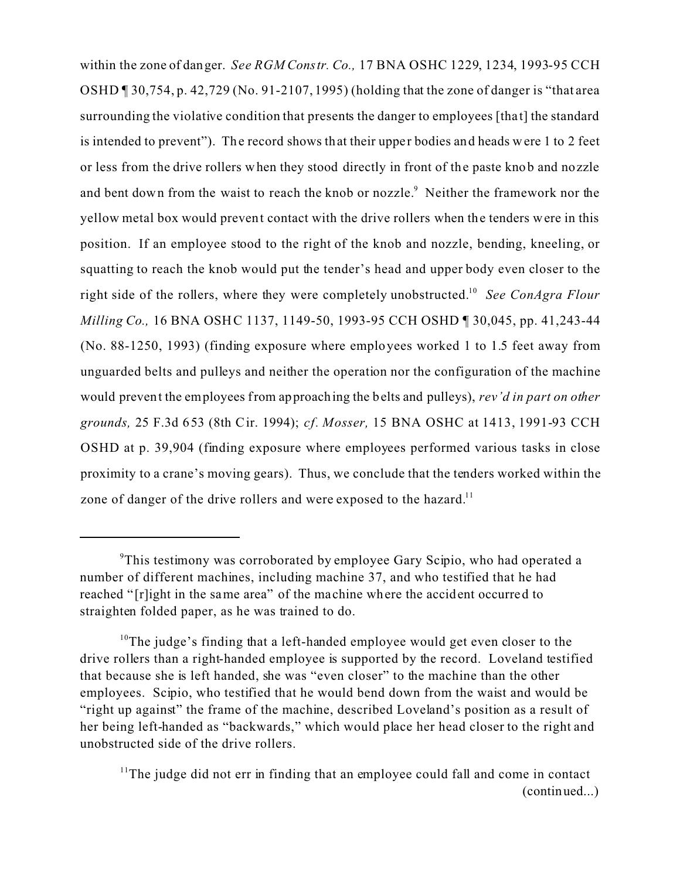within the zone of danger. *See RGM Constr. Co.,* 17 BNA OSHC 1229, 1234, 1993-95 CCH OSHD ¶ 30,754, p. 42,729 (No. 91-2107, 1995) (holding that the zone of danger is "that area surrounding the violative condition that presents the danger to employees [that] the standard is intended to prevent"). The record shows that their upper bodies and heads were 1 to 2 feet or less from the drive rollers when they stood directly in front of the paste knob and nozzle and bent down from the waist to reach the knob or nozzle.[9] Neither the framework nor the yellow metal box would prevent contact with the drive rollers when the tenders were in this position. If an employee stood to the right of the knob and nozzle, bending, kneeling, or squatting to reach the knob would put the tender's head and upper body even closer to the right side of the rollers, where they were completely unobstructed.[10] *See ConAgra Flour Milling Co.,* 16 BNA OSHC 1137, 1149-50, 1993-95 CCH OSHD ¶ 30,045, pp. 41,243-44 (No. 88-1250, 1993) (finding exposure where employees worked 1 to 1.5 feet away from unguarded belts and pulleys and neither the operation nor the configuration of the machine would prevent the employees from approaching the belts and pulleys), *rev'd in part on other grounds,* 25 F.3d 653 (8th Cir. 1994); *cf. Mosser,* 15 BNA OSHC at 1413, 1991-93 CCH OSHD at p. 39,904 (finding exposure where employees performed various tasks in close proximity to a crane's moving gears). Thus, we conclude that the tenders worked within the zone of danger of the drive rollers and were exposed to the hazard.[11]

---

[9] This testimony was corroborated by employee Gary Scipio, who had operated a number of different machines, including machine 37, and who testified that he had reached "[r]ight in the same area" of the machine where the accident occurred to straighten folded paper, as he was trained to do.

[10] The judge's finding that a left-handed employee would get even closer to the drive rollers than a right-handed employee is supported by the record. Loveland testified that because she is left handed, she was "even closer" to the machine than the other employees. Scipio, who testified that he would bend down from the waist and would be "right up against" the frame of the machine, described Loveland's position as a result of her being left-handed as "backwards," which would place her head closer to the right and unobstructed side of the drive rollers.

[11] The judge did not err in finding that an employee could fall and come in contact (continued...)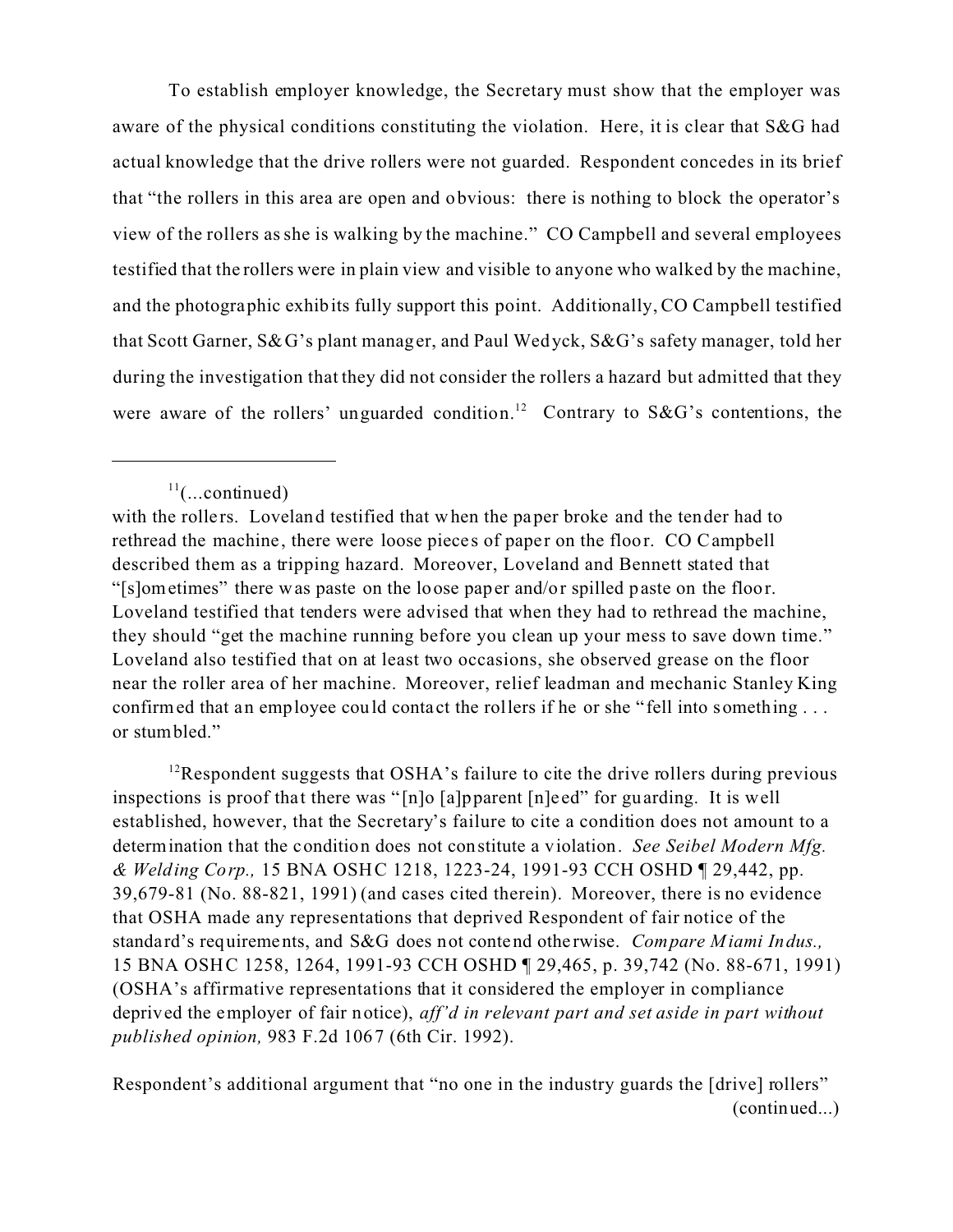To establish employer knowledge, the Secretary must show that the employer was aware of the physical conditions constituting the violation. Here, it is clear that S&G had actual knowledge that the drive rollers were not guarded. Respondent concedes in its brief that "the rollers in this area are open and obvious: there is nothing to block the operator's view of the rollers as she is walking by the machine." CO Campbell and several employees testified that the rollers were in plain view and visible to anyone who walked by the machine, and the photographic exhibits fully support this point. Additionally, CO Campbell testified that Scott Garner, S&G's plant manager, and Paul Wedyck, S&G's safety manager, told her during the investigation that they did not consider the rollers a hazard but admitted that they were aware of the rollers' unguarded condition.[12] Contrary to S&G's contentions, the

---

[11](...continued)
with the rollers. Loveland testified that when the paper broke and the tender had to rethread the machine, there were loose pieces of paper on the floor. CO Campbell described them as a tripping hazard. Moreover, Loveland and Bennett stated that "[s]ometimes" there was paste on the loose paper and/or spilled paste on the floor. Loveland testified that tenders were advised that when they had to rethread the machine, they should "get the machine running before you clean up your mess to save down time." Loveland also testified that on at least two occasions, she observed grease on the floor near the roller area of her machine. Moreover, relief leadman and mechanic Stanley King confirmed that an employee could contact the rollers if he or she "fell into something . . . or stumbled."

[12]Respondent suggests that OSHA's failure to cite the drive rollers during previous inspections is proof that there was "[n]o [a]pparent [n]eed" for guarding. It is well established, however, that the Secretary's failure to cite a condition does not amount to a determination that the condition does not constitute a violation. *See Seibel Modern Mfg. & Welding Corp.,* 15 BNA OSHC 1218, 1223-24, 1991-93 CCH OSHD ¶ 29,442, pp. 39,679-81 (No. 88-821, 1991) (and cases cited therein). Moreover, there is no evidence that OSHA made any representations that deprived Respondent of fair notice of the standard's requirements, and S&G does not contend otherwise. *Compare Miami Indus.,* 15 BNA OSHC 1258, 1264, 1991-93 CCH OSHD ¶ 29,465, p. 39,742 (No. 88-671, 1991) (OSHA's affirmative representations that it considered the employer in compliance deprived the employer of fair notice), *aff'd in relevant part and set aside in part without published opinion,* 983 F.2d 1067 (6th Cir. 1992).

Respondent's additional argument that "no one in the industry guards the [drive] rollers" (continued...)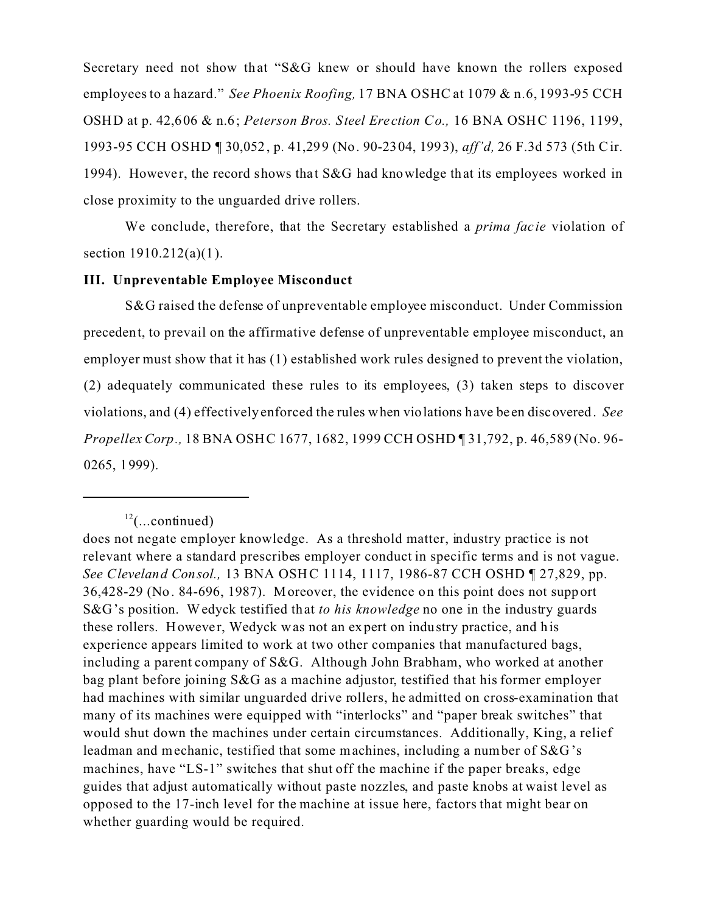Secretary need not show that "S&G knew or should have known the rollers exposed employees to a hazard." *See Phoenix Roofing,* 17 BNA OSHC at 1079 & n.6, 1993-95 CCH OSHD at p. 42,606 & n.6; *Peterson Bros. Steel Erection Co.,* 16 BNA OSHC 1196, 1199, 1993-95 CCH OSHD ¶ 30,052, p. 41,299 (No. 90-2304, 1993), *aff'd,* 26 F.3d 573 (5th Cir. 1994). However, the record shows that S&G had knowledge that its employees worked in close proximity to the unguarded drive rollers.

We conclude, therefore, that the Secretary established a *prima facie* violation of section 1910.212(a)(1).

### III. Unpreventable Employee Misconduct

S&G raised the defense of unpreventable employee misconduct. Under Commission precedent, to prevail on the affirmative defense of unpreventable employee misconduct, an employer must show that it has (1) established work rules designed to prevent the violation, (2) adequately communicated these rules to its employees, (3) taken steps to discover violations, and (4) effectively enforced the rules when violations have been discovered. *See Propellex Corp.,* 18 BNA OSHC 1677, 1682, 1999 CCH OSHD ¶ 31,792, p. 46,589 (No. 96-0265, 1999).

---

[12](...continued)
does not negate employer knowledge. As a threshold matter, industry practice is not relevant where a standard prescribes employer conduct in specific terms and is not vague. *See Cleveland Consol.,* 13 BNA OSHC 1114, 1117, 1986-87 CCH OSHD ¶ 27,829, pp. 36,428-29 (No. 84-696, 1987). Moreover, the evidence on this point does not support S&G's position. Wedyck testified that *to his knowledge* no one in the industry guards these rollers. However, Wedyck was not an expert on industry practice, and his experience appears limited to work at two other companies that manufactured bags, including a parent company of S&G. Although John Brabham, who worked at another bag plant before joining S&G as a machine adjustor, testified that his former employer had machines with similar unguarded drive rollers, he admitted on cross-examination that many of its machines were equipped with "interlocks" and "paper break switches" that would shut down the machines under certain circumstances. Additionally, King, a relief leadman and mechanic, testified that some machines, including a number of S&G's machines, have "LS-1" switches that shut off the machine if the paper breaks, edge guides that adjust automatically without paste nozzles, and paste knobs at waist level as opposed to the 17-inch level for the machine at issue here, factors that might bear on whether guarding would be required.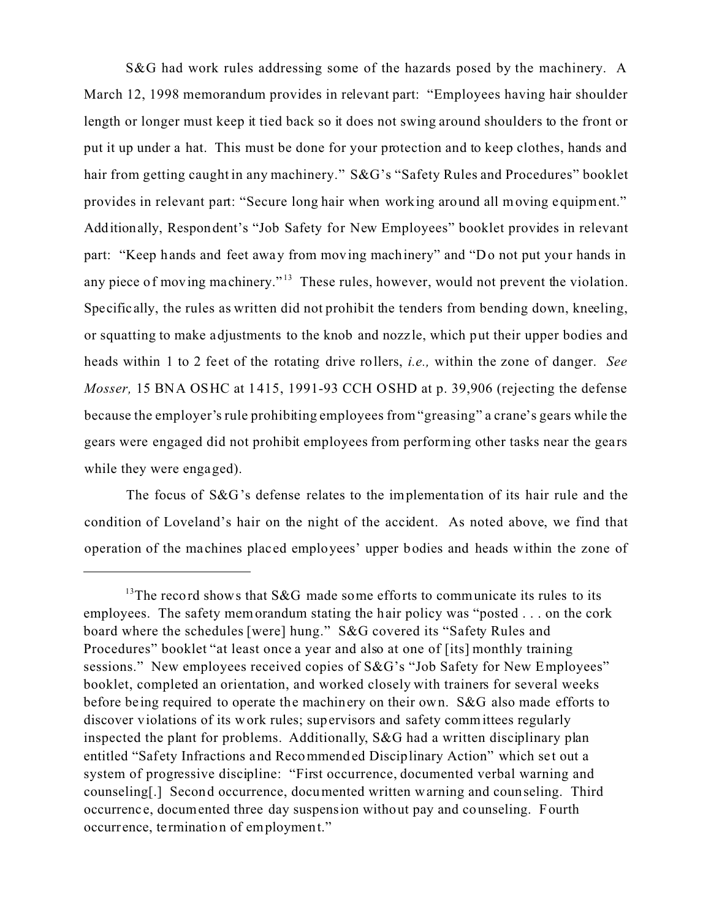S&G had work rules addressing some of the hazards posed by the machinery. A March 12, 1998 memorandum provides in relevant part: "Employees having hair shoulder length or longer must keep it tied back so it does not swing around shoulders to the front or put it up under a hat. This must be done for your protection and to keep clothes, hands and hair from getting caught in any machinery." S&G's "Safety Rules and Procedures" booklet provides in relevant part: "Secure long hair when working around all moving equipment." Additionally, Respondent's "Job Safety for New Employees" booklet provides in relevant part: "Keep hands and feet away from moving machinery" and "Do not put your hands in any piece of moving machinery."[13] These rules, however, would not prevent the violation. Specifically, the rules as written did not prohibit the tenders from bending down, kneeling, or squatting to make adjustments to the knob and nozzle, which put their upper bodies and heads within 1 to 2 feet of the rotating drive rollers, *i.e.,* within the zone of danger. *See Mosser,* 15 BNA OSHC at 1415, 1991-93 CCH OSHD at p. 39,906 (rejecting the defense because the employer's rule prohibiting employees from "greasing" a crane's gears while the gears were engaged did not prohibit employees from performing other tasks near the gears while they were engaged).

The focus of S&G's defense relates to the implementation of its hair rule and the condition of Loveland's hair on the night of the accident. As noted above, we find that operation of the machines placed employees' upper bodies and heads within the zone of

---

[13] The record shows that S&G made some efforts to communicate its rules to its employees. The safety memorandum stating the hair policy was "posted . . . on the cork board where the schedules [were] hung." S&G covered its "Safety Rules and Procedures" booklet "at least once a year and also at one of [its] monthly training sessions." New employees received copies of S&G's "Job Safety for New Employees" booklet, completed an orientation, and worked closely with trainers for several weeks before being required to operate the machinery on their own. S&G also made efforts to discover violations of its work rules; supervisors and safety committees regularly inspected the plant for problems. Additionally, S&G had a written disciplinary plan entitled "Safety Infractions and Recommended Disciplinary Action" which set out a system of progressive discipline: "First occurrence, documented verbal warning and counseling[.] Second occurrence, documented written warning and counseling. Third occurrence, documented three day suspension without pay and counseling. Fourth occurrence, termination of employment."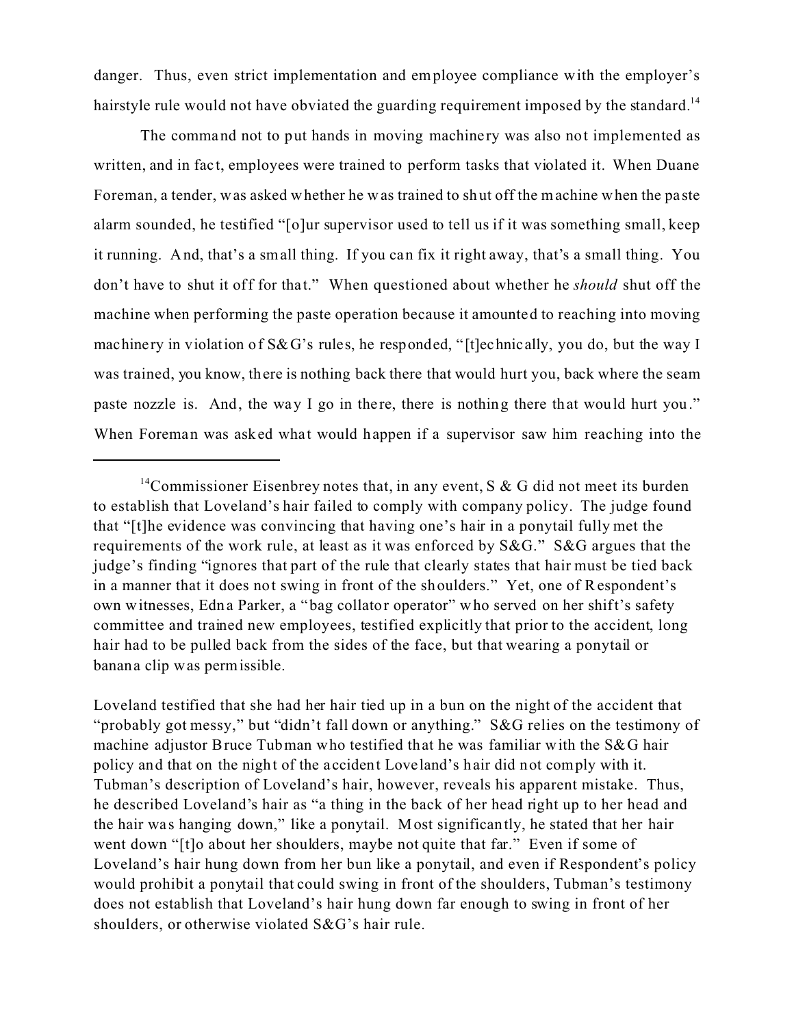danger. Thus, even strict implementation and employee compliance with the employer's hairstyle rule would not have obviated the guarding requirement imposed by the standard.[14]

The command not to put hands in moving machinery was also not implemented as written, and in fact, employees were trained to perform tasks that violated it. When Duane Foreman, a tender, was asked whether he was trained to shut off the machine when the paste alarm sounded, he testified "[o]ur supervisor used to tell us if it was something small, keep it running. And, that's a small thing. If you can fix it right away, that's a small thing. You don't have to shut it off for that." When questioned about whether he *should* shut off the machine when performing the paste operation because it amounted to reaching into moving machinery in violation of S&G's rules, he responded, "[t]echnically, you do, but the way I was trained, you know, there is nothing back there that would hurt you, back where the seam paste nozzle is. And, the way I go in there, there is nothing there that would hurt you." When Foreman was asked what would happen if a supervisor saw him reaching into the

---

[14] Commissioner Eisenbrey notes that, in any event, S & G did not meet its burden to establish that Loveland's hair failed to comply with company policy. The judge found that "[t]he evidence was convincing that having one's hair in a ponytail fully met the requirements of the work rule, at least as it was enforced by S&G." S&G argues that the judge's finding "ignores that part of the rule that clearly states that hair must be tied back in a manner that it does not swing in front of the shoulders." Yet, one of Respondent's own witnesses, Edna Parker, a "bag collator operator" who served on her shift's safety committee and trained new employees, testified explicitly that prior to the accident, long hair had to be pulled back from the sides of the face, but that wearing a ponytail or banana clip was permissible.

Loveland testified that she had her hair tied up in a bun on the night of the accident that "probably got messy," but "didn't fall down or anything." S&G relies on the testimony of machine adjustor Bruce Tubman who testified that he was familiar with the S&G hair policy and that on the night of the accident Loveland's hair did not comply with it. Tubman's description of Loveland's hair, however, reveals his apparent mistake. Thus, he described Loveland's hair as "a thing in the back of her head right up to her head and the hair was hanging down," like a ponytail. Most significantly, he stated that her hair went down "[t]o about her shoulders, maybe not quite that far." Even if some of Loveland's hair hung down from her bun like a ponytail, and even if Respondent's policy would prohibit a ponytail that could swing in front of the shoulders, Tubman's testimony does not establish that Loveland's hair hung down far enough to swing in front of her shoulders, or otherwise violated S&G's hair rule.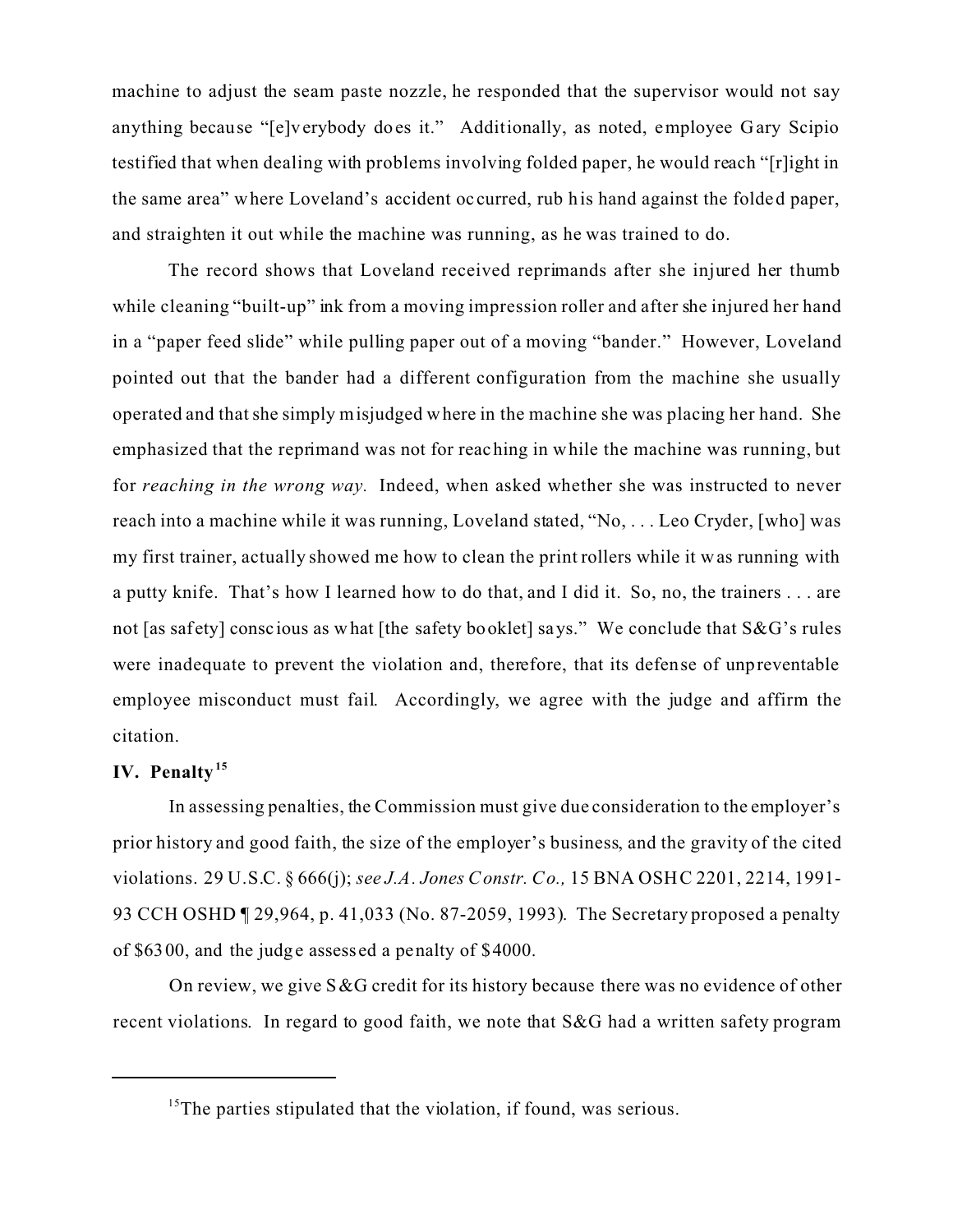machine to adjust the seam paste nozzle, he responded that the supervisor would not say anything because "[e]verybody does it." Additionally, as noted, employee Gary Scipio testified that when dealing with problems involving folded paper, he would reach "[r]ight in the same area" where Loveland's accident occurred, rub his hand against the folded paper, and straighten it out while the machine was running, as he was trained to do.

The record shows that Loveland received reprimands after she injured her thumb while cleaning "built-up" ink from a moving impression roller and after she injured her hand in a "paper feed slide" while pulling paper out of a moving "bander." However, Loveland pointed out that the bander had a different configuration from the machine she usually operated and that she simply misjudged where in the machine she was placing her hand. She emphasized that the reprimand was not for reaching in while the machine was running, but for *reaching in the wrong way.* Indeed, when asked whether she was instructed to never reach into a machine while it was running, Loveland stated, "No, . . . Leo Cryder, [who] was my first trainer, actually showed me how to clean the print rollers while it was running with a putty knife. That's how I learned how to do that, and I did it. So, no, the trainers . . . are not [as safety] conscious as what [the safety booklet] says." We conclude that S&G's rules were inadequate to prevent the violation and, therefore, that its defense of unpreventable employee misconduct must fail. Accordingly, we agree with the judge and affirm the citation.

## IV. Penalty[15]

In assessing penalties, the Commission must give due consideration to the employer's prior history and good faith, the size of the employer's business, and the gravity of the cited violations. 29 U.S.C. § 666(j); *see J.A. Jones Constr. Co.,* 15 BNA OSHC 2201, 2214, 1991-93 CCH OSHD ¶ 29,964, p. 41,033 (No. 87-2059, 1993). The Secretary proposed a penalty of $6300, and the judge assessed a penalty of $4000.

On review, we give S&G credit for its history because there was no evidence of other recent violations. In regard to good faith, we note that S&G had a written safety program

---

[15] The parties stipulated that the violation, if found, was serious.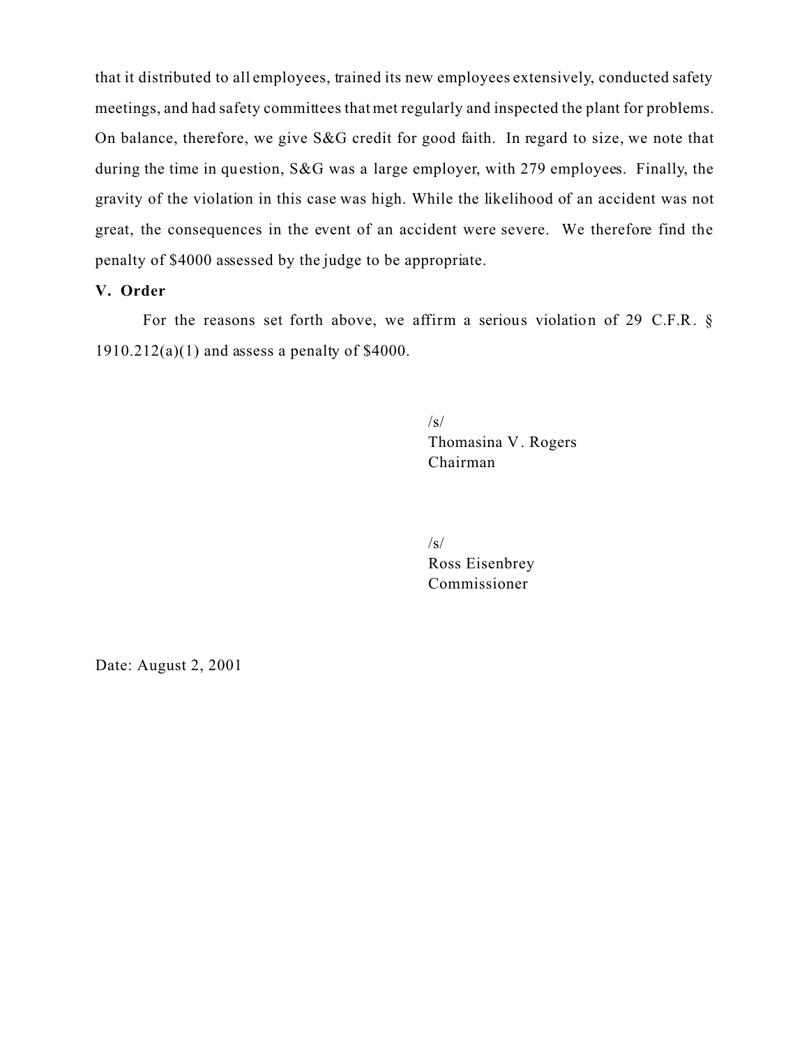that it distributed to all employees, trained its new employees extensively, conducted safety meetings, and had safety committees that met regularly and inspected the plant for problems. On balance, therefore, we give S&G credit for good faith. In regard to size, we note that during the time in question, S&G was a large employer, with 279 employees. Finally, the gravity of the violation in this case was high. While the likelihood of an accident was not great, the consequences in the event of an accident were severe. We therefore find the penalty of $4000 assessed by the judge to be appropriate.

**V. Order**

For the reasons set forth above, we affirm a serious violation of 29 C.F.R. § 1910.212(a)(1) and assess a penalty of $4000.

/s/
Thomasina V. Rogers
Chairman

/s/
Ross Eisenbrey
Commissioner

Date: August 2, 2001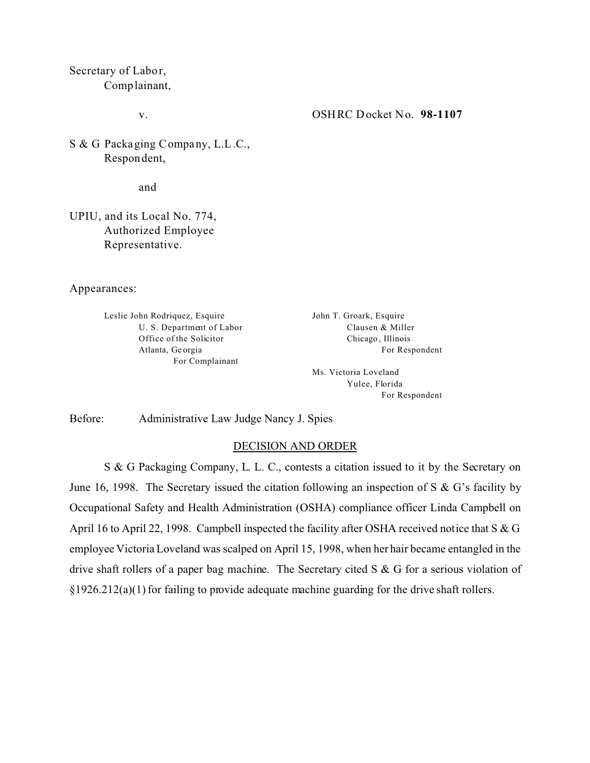Secretary of Labor,
Complainant,

v. OSHRC Docket No. **98-1107**

S & G Packaging Company, L.L.C.,
Respondent,

and

UPIU, and its Local No. 774,
Authorized Employee
Representative.

Appearances:

Leslie John Rodriquez, Esquire
U. S. Department of Labor
Office of the Solicitor
Atlanta, Georgia
For Complainant

John T. Groark, Esquire
Clausen & Miller
Chicago, Illinois
For Respondent

Ms. Victoria Loveland
Yulee, Florida
For Respondent

Before: Administrative Law Judge Nancy J. Spies

## DECISION AND ORDER

S & G Packaging Company, L. L. C., contests a citation issued to it by the Secretary on June 16, 1998. The Secretary issued the citation following an inspection of S & G's facility by Occupational Safety and Health Administration (OSHA) compliance officer Linda Campbell on April 16 to April 22, 1998. Campbell inspected the facility after OSHA received notice that S & G employee Victoria Loveland was scalped on April 15, 1998, when her hair became entangled in the drive shaft rollers of a paper bag machine. The Secretary cited S & G for a serious violation of §1926.212(a)(1) for failing to provide adequate machine guarding for the drive shaft rollers.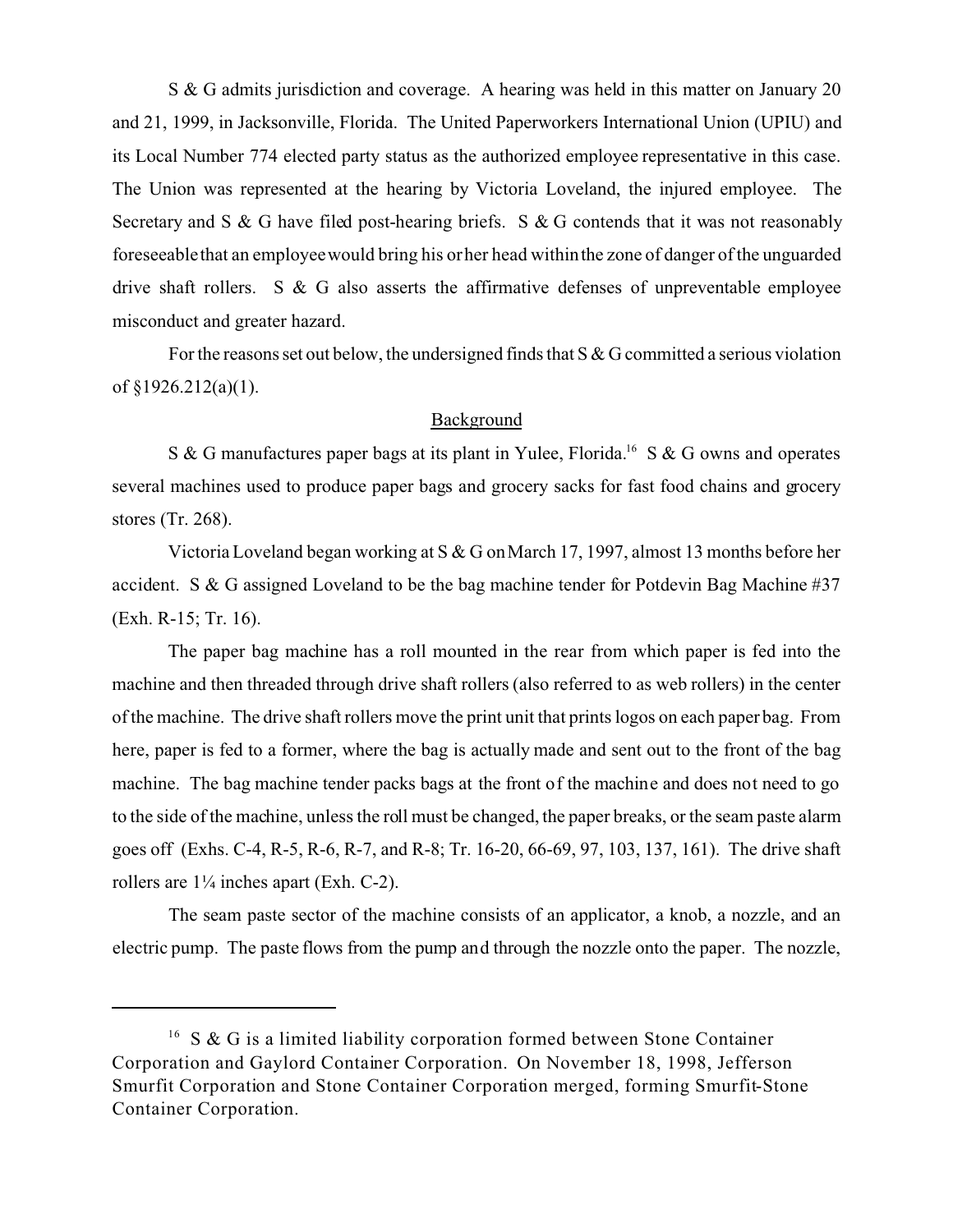S & G admits jurisdiction and coverage. A hearing was held in this matter on January 20 and 21, 1999, in Jacksonville, Florida. The United Paperworkers International Union (UPIU) and its Local Number 774 elected party status as the authorized employee representative in this case. The Union was represented at the hearing by Victoria Loveland, the injured employee. The Secretary and S & G have filed post-hearing briefs. S & G contends that it was not reasonably foreseeable that an employee would bring his or her head within the zone of danger of the unguarded drive shaft rollers. S & G also asserts the affirmative defenses of unpreventable employee misconduct and greater hazard.

For the reasons set out below, the undersigned finds that S & G committed a serious violation of §1926.212(a)(1).

## Background

S & G manufactures paper bags at its plant in Yulee, Florida.[16] S & G owns and operates several machines used to produce paper bags and grocery sacks for fast food chains and grocery stores (Tr. 268).

Victoria Loveland began working at S & G on March 17, 1997, almost 13 months before her accident. S & G assigned Loveland to be the bag machine tender for Potdevin Bag Machine #37 (Exh. R-15; Tr. 16).

The paper bag machine has a roll mounted in the rear from which paper is fed into the machine and then threaded through drive shaft rollers (also referred to as web rollers) in the center of the machine. The drive shaft rollers move the print unit that prints logos on each paper bag. From here, paper is fed to a former, where the bag is actually made and sent out to the front of the bag machine. The bag machine tender packs bags at the front of the machine and does not need to go to the side of the machine, unless the roll must be changed, the paper breaks, or the seam paste alarm goes off (Exhs. C-4, R-5, R-6, R-7, and R-8; Tr. 16-20, 66-69, 97, 103, 137, 161). The drive shaft rollers are 1¼ inches apart (Exh. C-2).

The seam paste sector of the machine consists of an applicator, a knob, a nozzle, and an electric pump. The paste flows from the pump and through the nozzle onto the paper. The nozzle,

---

[16] S & G is a limited liability corporation formed between Stone Container Corporation and Gaylord Container Corporation. On November 18, 1998, Jefferson Smurfit Corporation and Stone Container Corporation merged, forming Smurfit-Stone Container Corporation.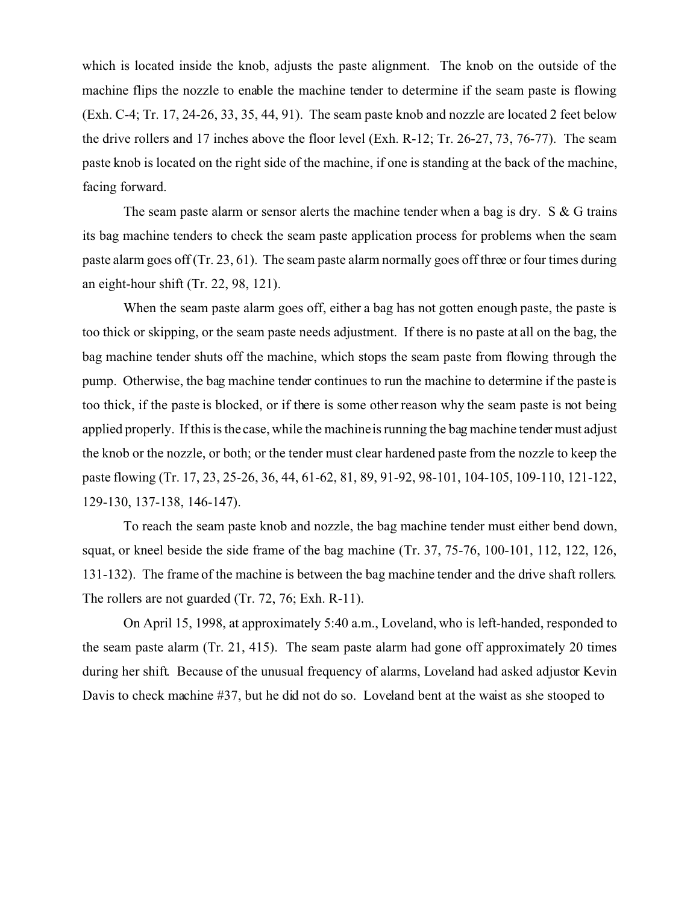which is located inside the knob, adjusts the paste alignment. The knob on the outside of the machine flips the nozzle to enable the machine tender to determine if the seam paste is flowing (Exh. C-4; Tr. 17, 24-26, 33, 35, 44, 91). The seam paste knob and nozzle are located 2 feet below the drive rollers and 17 inches above the floor level (Exh. R-12; Tr. 26-27, 73, 76-77). The seam paste knob is located on the right side of the machine, if one is standing at the back of the machine, facing forward.

The seam paste alarm or sensor alerts the machine tender when a bag is dry. S & G trains its bag machine tenders to check the seam paste application process for problems when the seam paste alarm goes off (Tr. 23, 61). The seam paste alarm normally goes off three or four times during an eight-hour shift (Tr. 22, 98, 121).

When the seam paste alarm goes off, either a bag has not gotten enough paste, the paste is too thick or skipping, or the seam paste needs adjustment. If there is no paste at all on the bag, the bag machine tender shuts off the machine, which stops the seam paste from flowing through the pump. Otherwise, the bag machine tender continues to run the machine to determine if the paste is too thick, if the paste is blocked, or if there is some other reason why the seam paste is not being applied properly. If this is the case, while the machine is running the bag machine tender must adjust the knob or the nozzle, or both; or the tender must clear hardened paste from the nozzle to keep the paste flowing (Tr. 17, 23, 25-26, 36, 44, 61-62, 81, 89, 91-92, 98-101, 104-105, 109-110, 121-122, 129-130, 137-138, 146-147).

To reach the seam paste knob and nozzle, the bag machine tender must either bend down, squat, or kneel beside the side frame of the bag machine (Tr. 37, 75-76, 100-101, 112, 122, 126, 131-132). The frame of the machine is between the bag machine tender and the drive shaft rollers. The rollers are not guarded (Tr. 72, 76; Exh. R-11).

On April 15, 1998, at approximately 5:40 a.m., Loveland, who is left-handed, responded to the seam paste alarm (Tr. 21, 415). The seam paste alarm had gone off approximately 20 times during her shift. Because of the unusual frequency of alarms, Loveland had asked adjustor Kevin Davis to check machine #37, but he did not do so. Loveland bent at the waist as she stooped to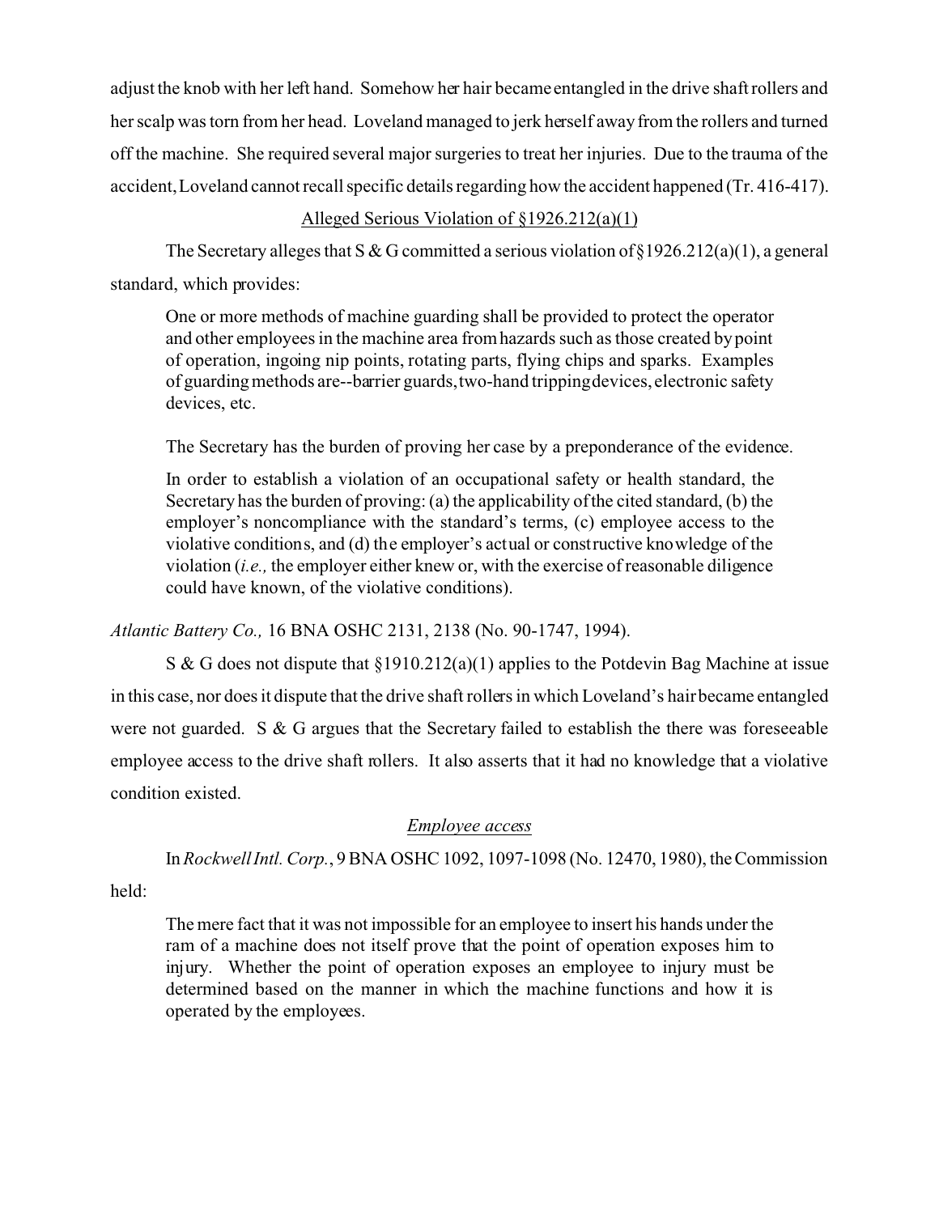adjust the knob with her left hand. Somehow her hair became entangled in the drive shaft rollers and her scalp was torn from her head. Loveland managed to jerk herself away from the rollers and turned off the machine. She required several major surgeries to treat her injuries. Due to the trauma of the accident, Loveland cannot recall specific details regarding how the accident happened (Tr. 416-417).

<u>Alleged Serious Violation of §1926.212(a)(1)</u>

The Secretary alleges that S & G committed a serious violation of §1926.212(a)(1), a general standard, which provides:

> One or more methods of machine guarding shall be provided to protect the operator and other employees in the machine area from hazards such as those created by point of operation, ingoing nip points, rotating parts, flying chips and sparks. Examples of guarding methods are--barrier guards, two-hand tripping devices, electronic safety devices, etc.

The Secretary has the burden of proving her case by a preponderance of the evidence.

> In order to establish a violation of an occupational safety or health standard, the Secretary has the burden of proving: (a) the applicability of the cited standard, (b) the employer's noncompliance with the standard's terms, (c) employee access to the violative conditions, and (d) the employer's actual or constructive knowledge of the violation (*i.e.,* the employer either knew or, with the exercise of reasonable diligence could have known, of the violative conditions).

*Atlantic Battery Co.,* 16 BNA OSHC 2131, 2138 (No. 90-1747, 1994).

S & G does not dispute that §1910.212(a)(1) applies to the Potdevin Bag Machine at issue in this case, nor does it dispute that the drive shaft rollers in which Loveland's hair became entangled were not guarded. S & G argues that the Secretary failed to establish the there was foreseeable employee access to the drive shaft rollers. It also asserts that it had no knowledge that a violative condition existed.

*Employee access*

In *Rockwell Intl. Corp.*, 9 BNA OSHC 1092, 1097-1098 (No. 12470, 1980), the Commission held:

> The mere fact that it was not impossible for an employee to insert his hands under the ram of a machine does not itself prove that the point of operation exposes him to injury. Whether the point of operation exposes an employee to injury must be determined based on the manner in which the machine functions and how it is operated by the employees.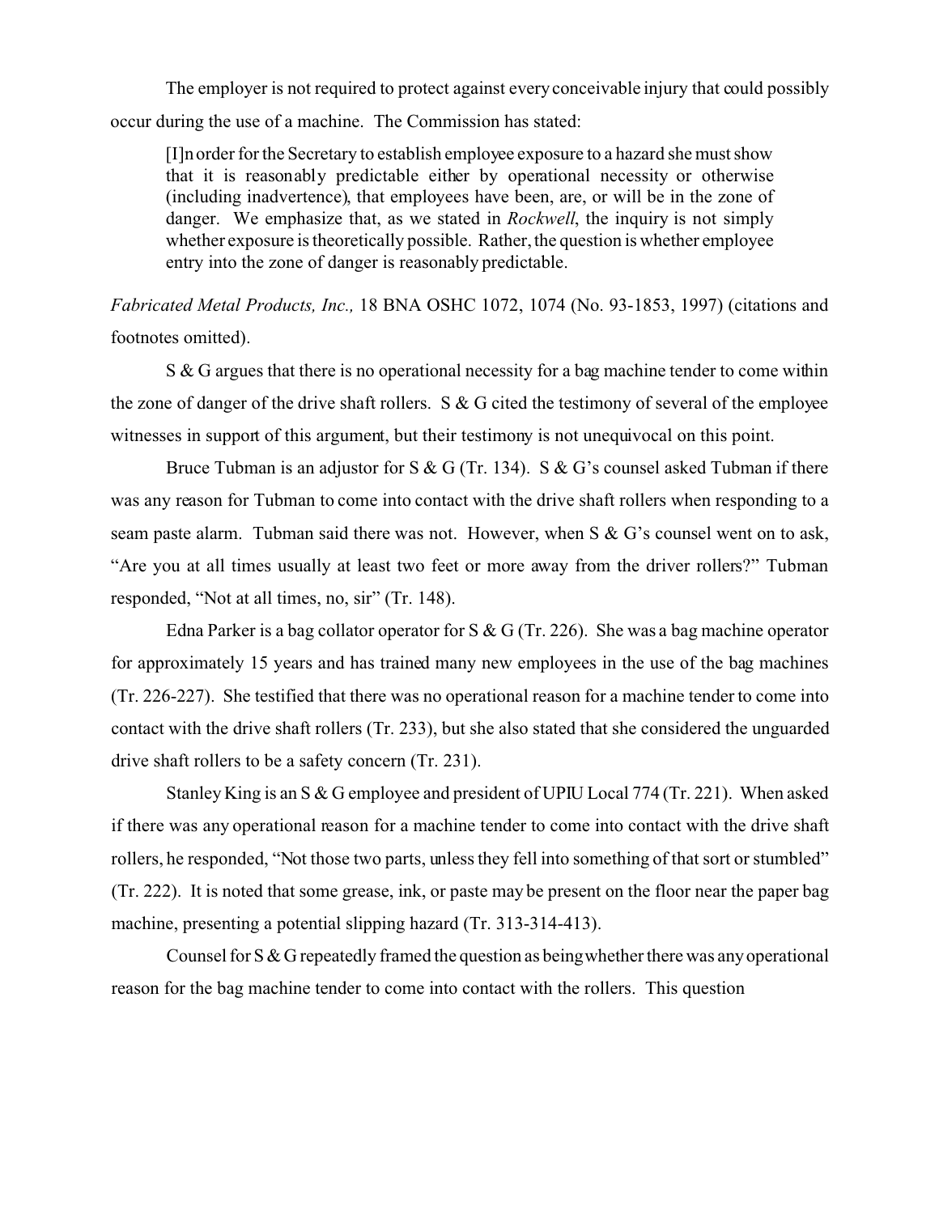The employer is not required to protect against every conceivable injury that could possibly occur during the use of a machine. The Commission has stated:

> [I]n order for the Secretary to establish employee exposure to a hazard she must show that it is reasonably predictable either by operational necessity or otherwise (including inadvertence), that employees have been, are, or will be in the zone of danger. We emphasize that, as we stated in *Rockwell*, the inquiry is not simply whether exposure is theoretically possible. Rather, the question is whether employee entry into the zone of danger is reasonably predictable.

*Fabricated Metal Products, Inc.,* 18 BNA OSHC 1072, 1074 (No. 93-1853, 1997) (citations and footnotes omitted).

S & G argues that there is no operational necessity for a bag machine tender to come within the zone of danger of the drive shaft rollers. S & G cited the testimony of several of the employee witnesses in support of this argument, but their testimony is not unequivocal on this point.

Bruce Tubman is an adjustor for S & G (Tr. 134). S & G's counsel asked Tubman if there was any reason for Tubman to come into contact with the drive shaft rollers when responding to a seam paste alarm. Tubman said there was not. However, when S & G's counsel went on to ask, "Are you at all times usually at least two feet or more away from the driver rollers?" Tubman responded, "Not at all times, no, sir" (Tr. 148).

Edna Parker is a bag collator operator for S & G (Tr. 226). She was a bag machine operator for approximately 15 years and has trained many new employees in the use of the bag machines (Tr. 226-227). She testified that there was no operational reason for a machine tender to come into contact with the drive shaft rollers (Tr. 233), but she also stated that she considered the unguarded drive shaft rollers to be a safety concern (Tr. 231).

Stanley King is an S & G employee and president of UPIU Local 774 (Tr. 221). When asked if there was any operational reason for a machine tender to come into contact with the drive shaft rollers, he responded, "Not those two parts, unless they fell into something of that sort or stumbled" (Tr. 222). It is noted that some grease, ink, or paste may be present on the floor near the paper bag machine, presenting a potential slipping hazard (Tr. 313-314-413).

Counsel for S & G repeatedly framed the question as being whether there was any operational reason for the bag machine tender to come into contact with the rollers. This question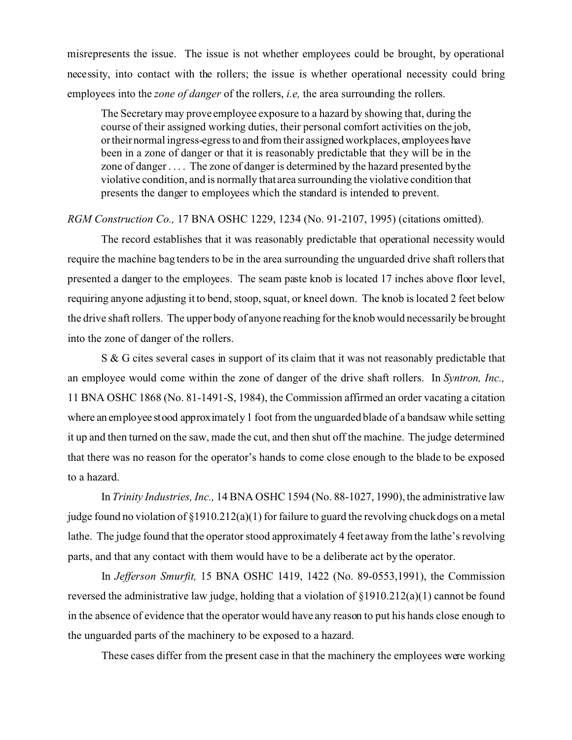misrepresents the issue. The issue is not whether employees could be brought, by operational necessity, into contact with the rollers; the issue is whether operational necessity could bring employees into the *zone of danger* of the rollers, *i.e,* the area surrounding the rollers.

> The Secretary may prove employee exposure to a hazard by showing that, during the course of their assigned working duties, their personal comfort activities on the job, or their normal ingress-egress to and from their assigned workplaces, employees have been in a zone of danger or that it is reasonably predictable that they will be in the zone of danger . . . . The zone of danger is determined by the hazard presented by the violative condition, and is normally that area surrounding the violative condition that presents the danger to employees which the standard is intended to prevent.

*RGM Construction Co.,* 17 BNA OSHC 1229, 1234 (No. 91-2107, 1995) (citations omitted).

The record establishes that it was reasonably predictable that operational necessity would require the machine bag tenders to be in the area surrounding the unguarded drive shaft rollers that presented a danger to the employees. The seam paste knob is located 17 inches above floor level, requiring anyone adjusting it to bend, stoop, squat, or kneel down. The knob is located 2 feet below the drive shaft rollers. The upper body of anyone reaching for the knob would necessarily be brought into the zone of danger of the rollers.

S & G cites several cases in support of its claim that it was not reasonably predictable that an employee would come within the zone of danger of the drive shaft rollers. In *Syntron, Inc.,* 11 BNA OSHC 1868 (No. 81-1491-S, 1984), the Commission affirmed an order vacating a citation where an employee stood approximately 1 foot from the unguarded blade of a bandsaw while setting it up and then turned on the saw, made the cut, and then shut off the machine. The judge determined that there was no reason for the operator's hands to come close enough to the blade to be exposed to a hazard.

In *Trinity Industries, Inc.,* 14 BNA OSHC 1594 (No. 88-1027, 1990), the administrative law judge found no violation of §1910.212(a)(1) for failure to guard the revolving chuck dogs on a metal lathe. The judge found that the operator stood approximately 4 feet away from the lathe's revolving parts, and that any contact with them would have to be a deliberate act by the operator.

In *Jefferson Smurfit,* 15 BNA OSHC 1419, 1422 (No. 89-0553,1991), the Commission reversed the administrative law judge, holding that a violation of §1910.212(a)(1) cannot be found in the absence of evidence that the operator would have any reason to put his hands close enough to the unguarded parts of the machinery to be exposed to a hazard.

These cases differ from the present case in that the machinery the employees were working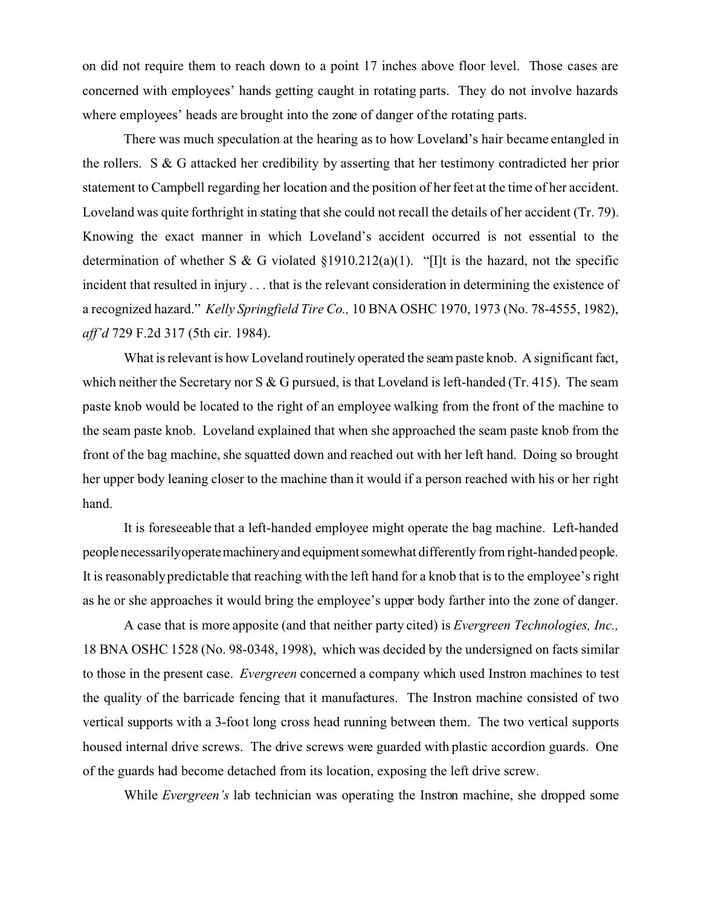on did not require them to reach down to a point 17 inches above floor level. Those cases are concerned with employees' hands getting caught in rotating parts. They do not involve hazards where employees' heads are brought into the zone of danger of the rotating parts.

There was much speculation at the hearing as to how Loveland's hair became entangled in the rollers. S & G attacked her credibility by asserting that her testimony contradicted her prior statement to Campbell regarding her location and the position of her feet at the time of her accident. Loveland was quite forthright in stating that she could not recall the details of her accident (Tr. 79). Knowing the exact manner in which Loveland's accident occurred is not essential to the determination of whether S & G violated §1910.212(a)(1). "[I]t is the hazard, not the specific incident that resulted in injury . . . that is the relevant consideration in determining the existence of a recognized hazard." *Kelly Springfield Tire Co.,* 10 BNA OSHC 1970, 1973 (No. 78-4555, 1982), *aff'd* 729 F.2d 317 (5th cir. 1984).

What is relevant is how Loveland routinely operated the seam paste knob. A significant fact, which neither the Secretary nor S & G pursued, is that Loveland is left-handed (Tr. 415). The seam paste knob would be located to the right of an employee walking from the front of the machine to the seam paste knob. Loveland explained that when she approached the seam paste knob from the front of the bag machine, she squatted down and reached out with her left hand. Doing so brought her upper body leaning closer to the machine than it would if a person reached with his or her right hand.

It is foreseeable that a left-handed employee might operate the bag machine. Left-handed people necessarily operate machinery and equipment somewhat differently from right-handed people. It is reasonably predictable that reaching with the left hand for a knob that is to the employee's right as he or she approaches it would bring the employee's upper body farther into the zone of danger.

A case that is more apposite (and that neither party cited) is *Evergreen Technologies, Inc.,* 18 BNA OSHC 1528 (No. 98-0348, 1998), which was decided by the undersigned on facts similar to those in the present case. *Evergreen* concerned a company which used Instron machines to test the quality of the barricade fencing that it manufactures. The Instron machine consisted of two vertical supports with a 3-foot long cross head running between them. The two vertical supports housed internal drive screws. The drive screws were guarded with plastic accordion guards. One of the guards had become detached from its location, exposing the left drive screw.

While *Evergreen's* lab technician was operating the Instron machine, she dropped some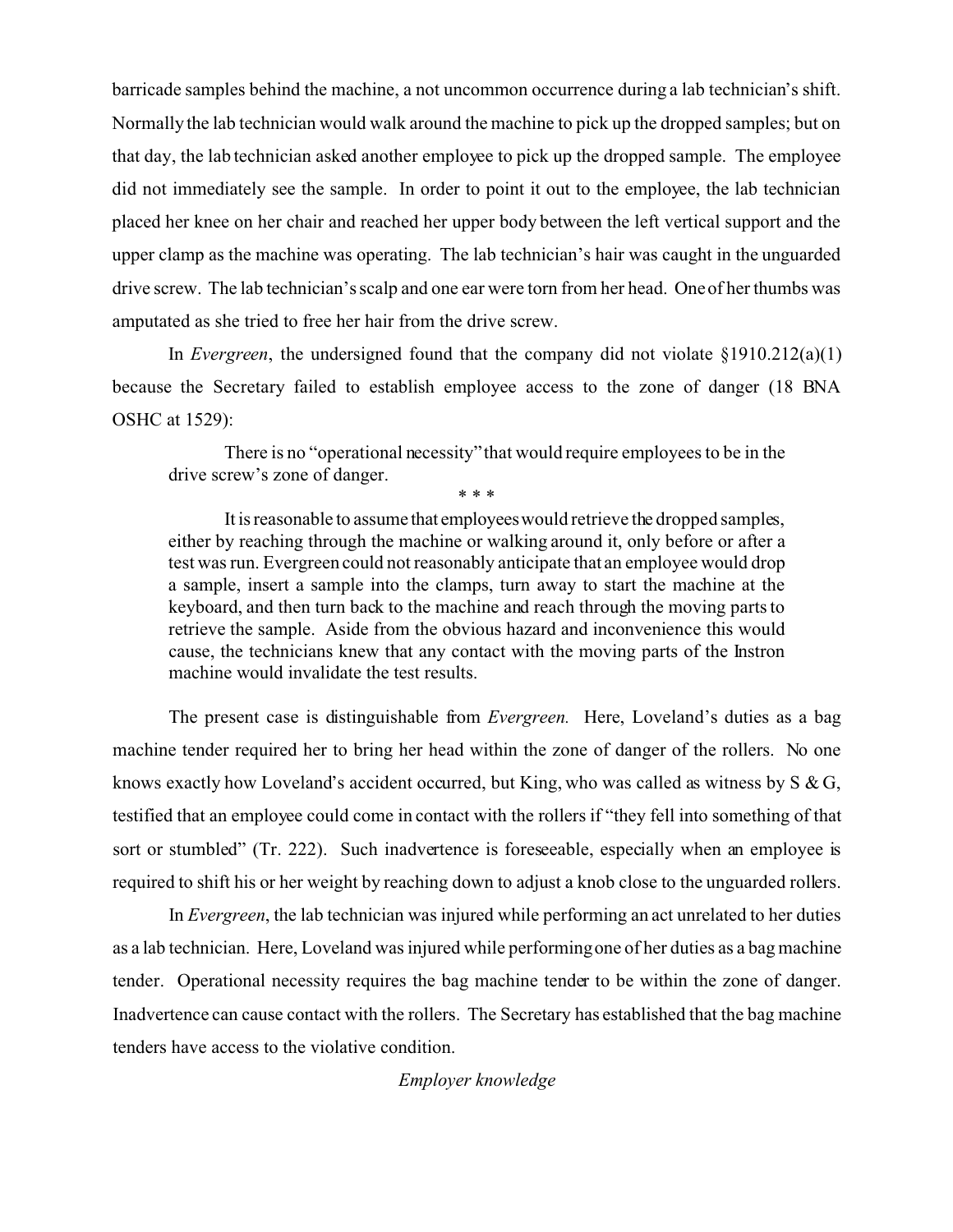barricade samples behind the machine, a not uncommon occurrence during a lab technician's shift. Normally the lab technician would walk around the machine to pick up the dropped samples; but on that day, the lab technician asked another employee to pick up the dropped sample. The employee did not immediately see the sample. In order to point it out to the employee, the lab technician placed her knee on her chair and reached her upper body between the left vertical support and the upper clamp as the machine was operating. The lab technician's hair was caught in the unguarded drive screw. The lab technician's scalp and one ear were torn from her head. One of her thumbs was amputated as she tried to free her hair from the drive screw.

In *Evergreen*, the undersigned found that the company did not violate §1910.212(a)(1) because the Secretary failed to establish employee access to the zone of danger (18 BNA OSHC at 1529):

> There is no "operational necessity" that would require employees to be in the drive screw's zone of danger.
>
> \* \* \*
>
> It is reasonable to assume that employees would retrieve the dropped samples, either by reaching through the machine or walking around it, only before or after a test was run. Evergreen could not reasonably anticipate that an employee would drop a sample, insert a sample into the clamps, turn away to start the machine at the keyboard, and then turn back to the machine and reach through the moving parts to retrieve the sample. Aside from the obvious hazard and inconvenience this would cause, the technicians knew that any contact with the moving parts of the Instron machine would invalidate the test results.

The present case is distinguishable from *Evergreen.* Here, Loveland's duties as a bag machine tender required her to bring her head within the zone of danger of the rollers. No one knows exactly how Loveland's accident occurred, but King, who was called as witness by S & G, testified that an employee could come in contact with the rollers if "they fell into something of that sort or stumbled" (Tr. 222). Such inadvertence is foreseeable, especially when an employee is required to shift his or her weight by reaching down to adjust a knob close to the unguarded rollers.

In *Evergreen*, the lab technician was injured while performing an act unrelated to her duties as a lab technician. Here, Loveland was injured while performing one of her duties as a bag machine tender. Operational necessity requires the bag machine tender to be within the zone of danger. Inadvertence can cause contact with the rollers. The Secretary has established that the bag machine tenders have access to the violative condition.

*Employer knowledge*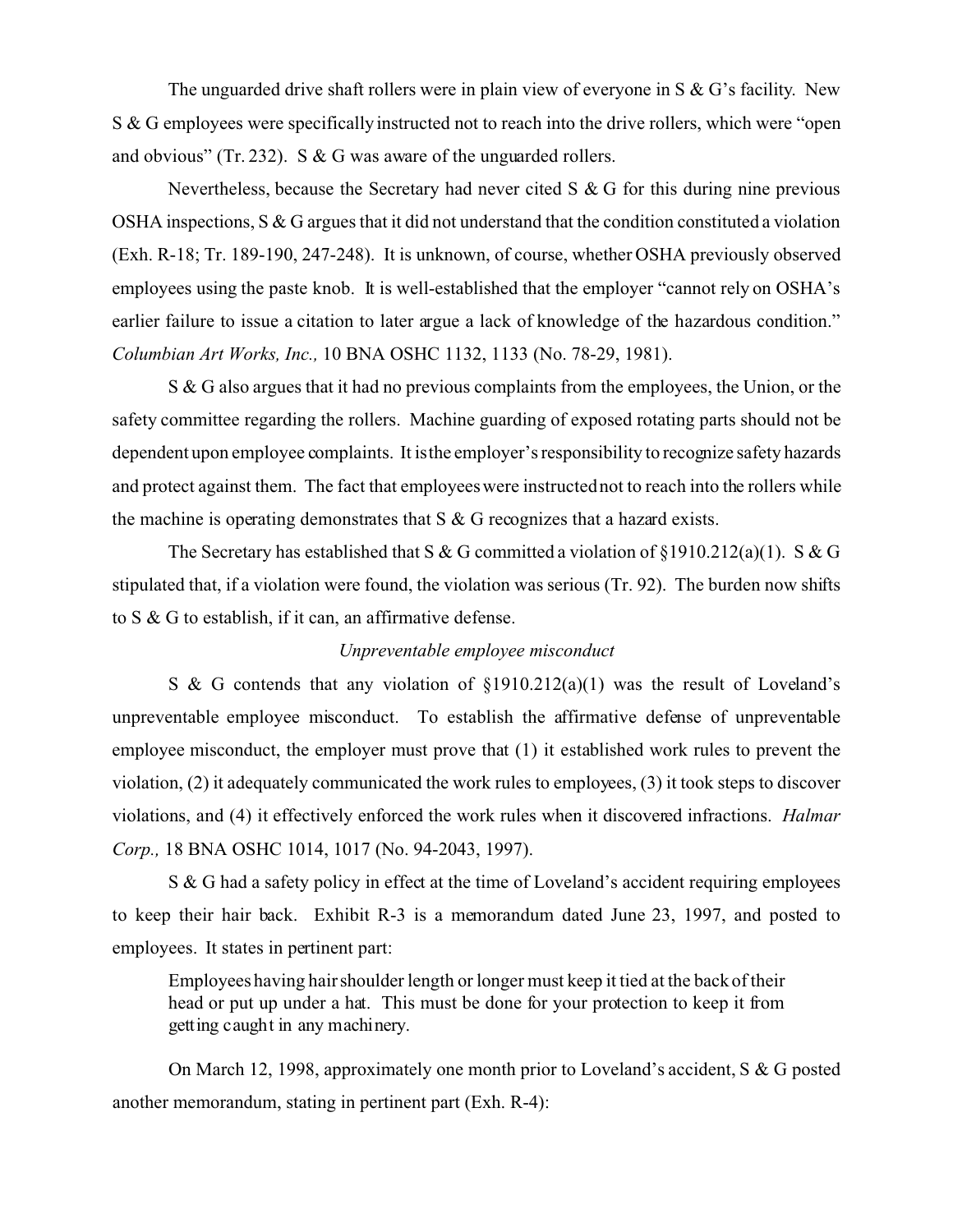The unguarded drive shaft rollers were in plain view of everyone in S & G's facility. New S & G employees were specifically instructed not to reach into the drive rollers, which were "open and obvious" (Tr. 232). S & G was aware of the unguarded rollers.

Nevertheless, because the Secretary had never cited S & G for this during nine previous OSHA inspections, S & G argues that it did not understand that the condition constituted a violation (Exh. R-18; Tr. 189-190, 247-248). It is unknown, of course, whether OSHA previously observed employees using the paste knob. It is well-established that the employer "cannot rely on OSHA's earlier failure to issue a citation to later argue a lack of knowledge of the hazardous condition." *Columbian Art Works, Inc.,* 10 BNA OSHC 1132, 1133 (No. 78-29, 1981).

S & G also argues that it had no previous complaints from the employees, the Union, or the safety committee regarding the rollers. Machine guarding of exposed rotating parts should not be dependent upon employee complaints. It is the employer's responsibility to recognize safety hazards and protect against them. The fact that employees were instructed not to reach into the rollers while the machine is operating demonstrates that S & G recognizes that a hazard exists.

The Secretary has established that S & G committed a violation of §1910.212(a)(1). S & G stipulated that, if a violation were found, the violation was serious (Tr. 92). The burden now shifts to S & G to establish, if it can, an affirmative defense.

*Unpreventable employee misconduct*

S & G contends that any violation of §1910.212(a)(1) was the result of Loveland's unpreventable employee misconduct. To establish the affirmative defense of unpreventable employee misconduct, the employer must prove that (1) it established work rules to prevent the violation, (2) it adequately communicated the work rules to employees, (3) it took steps to discover violations, and (4) it effectively enforced the work rules when it discovered infractions. *Halmar Corp.,* 18 BNA OSHC 1014, 1017 (No. 94-2043, 1997).

S & G had a safety policy in effect at the time of Loveland's accident requiring employees to keep their hair back. Exhibit R-3 is a memorandum dated June 23, 1997, and posted to employees. It states in pertinent part:

> Employees having hair shoulder length or longer must keep it tied at the back of their head or put up under a hat. This must be done for your protection to keep it from getting caught in any machinery.

On March 12, 1998, approximately one month prior to Loveland's accident, S & G posted another memorandum, stating in pertinent part (Exh. R-4):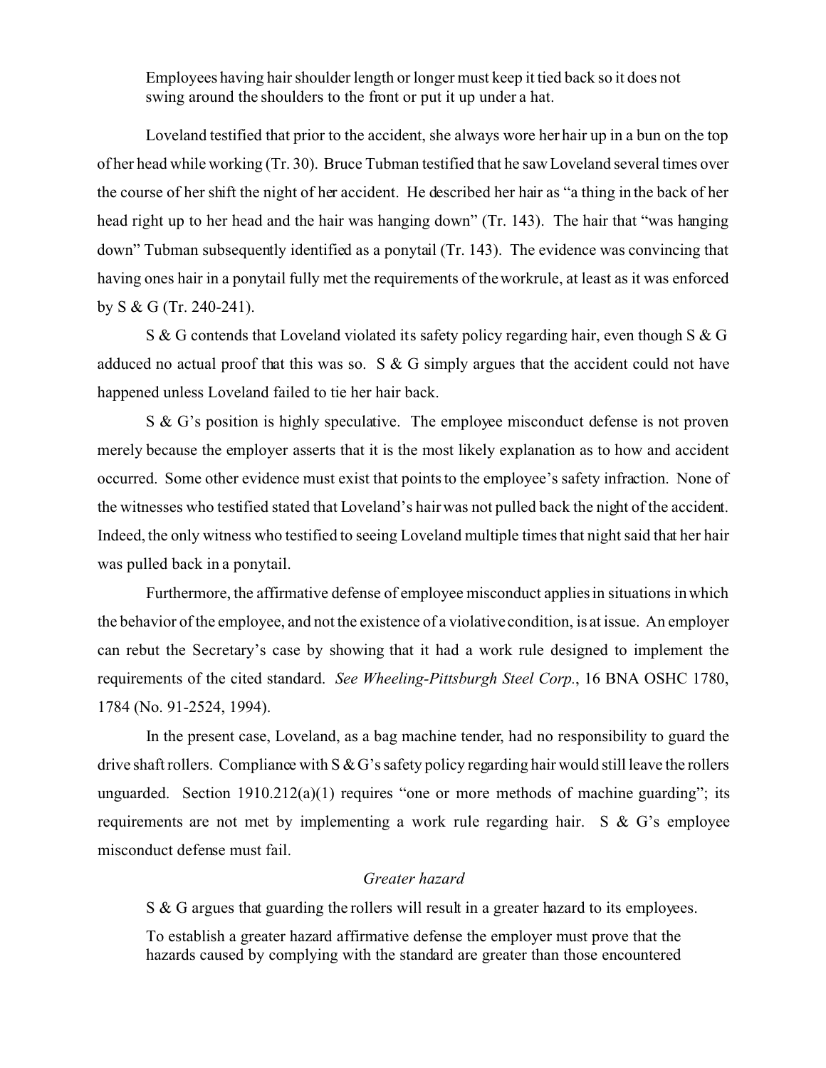> Employees having hair shoulder length or longer must keep it tied back so it does not swing around the shoulders to the front or put it up under a hat.

Loveland testified that prior to the accident, she always wore her hair up in a bun on the top of her head while working (Tr. 30). Bruce Tubman testified that he saw Loveland several times over the course of her shift the night of her accident. He described her hair as "a thing in the back of her head right up to her head and the hair was hanging down" (Tr. 143). The hair that "was hanging down" Tubman subsequently identified as a ponytail (Tr. 143). The evidence was convincing that having ones hair in a ponytail fully met the requirements of the work rule, at least as it was enforced by S & G (Tr. 240-241).

S & G contends that Loveland violated its safety policy regarding hair, even though S & G adduced no actual proof that this was so. S & G simply argues that the accident could not have happened unless Loveland failed to tie her hair back.

S & G's position is highly speculative. The employee misconduct defense is not proven merely because the employer asserts that it is the most likely explanation as to how and accident occurred. Some other evidence must exist that points to the employee's safety infraction. None of the witnesses who testified stated that Loveland's hair was not pulled back the night of the accident. Indeed, the only witness who testified to seeing Loveland multiple times that night said that her hair was pulled back in a ponytail.

Furthermore, the affirmative defense of employee misconduct applies in situations in which the behavior of the employee, and not the existence of a violative condition, is at issue. An employer can rebut the Secretary's case by showing that it had a work rule designed to implement the requirements of the cited standard. *See Wheeling-Pittsburgh Steel Corp.*, 16 BNA OSHC 1780, 1784 (No. 91-2524, 1994).

In the present case, Loveland, as a bag machine tender, had no responsibility to guard the drive shaft rollers. Compliance with S & G's safety policy regarding hair would still leave the rollers unguarded. Section 1910.212(a)(1) requires "one or more methods of machine guarding"; its requirements are not met by implementing a work rule regarding hair. S & G's employee misconduct defense must fail.

*Greater hazard*

S & G argues that guarding the rollers will result in a greater hazard to its employees.

> To establish a greater hazard affirmative defense the employer must prove that the hazards caused by complying with the standard are greater than those encountered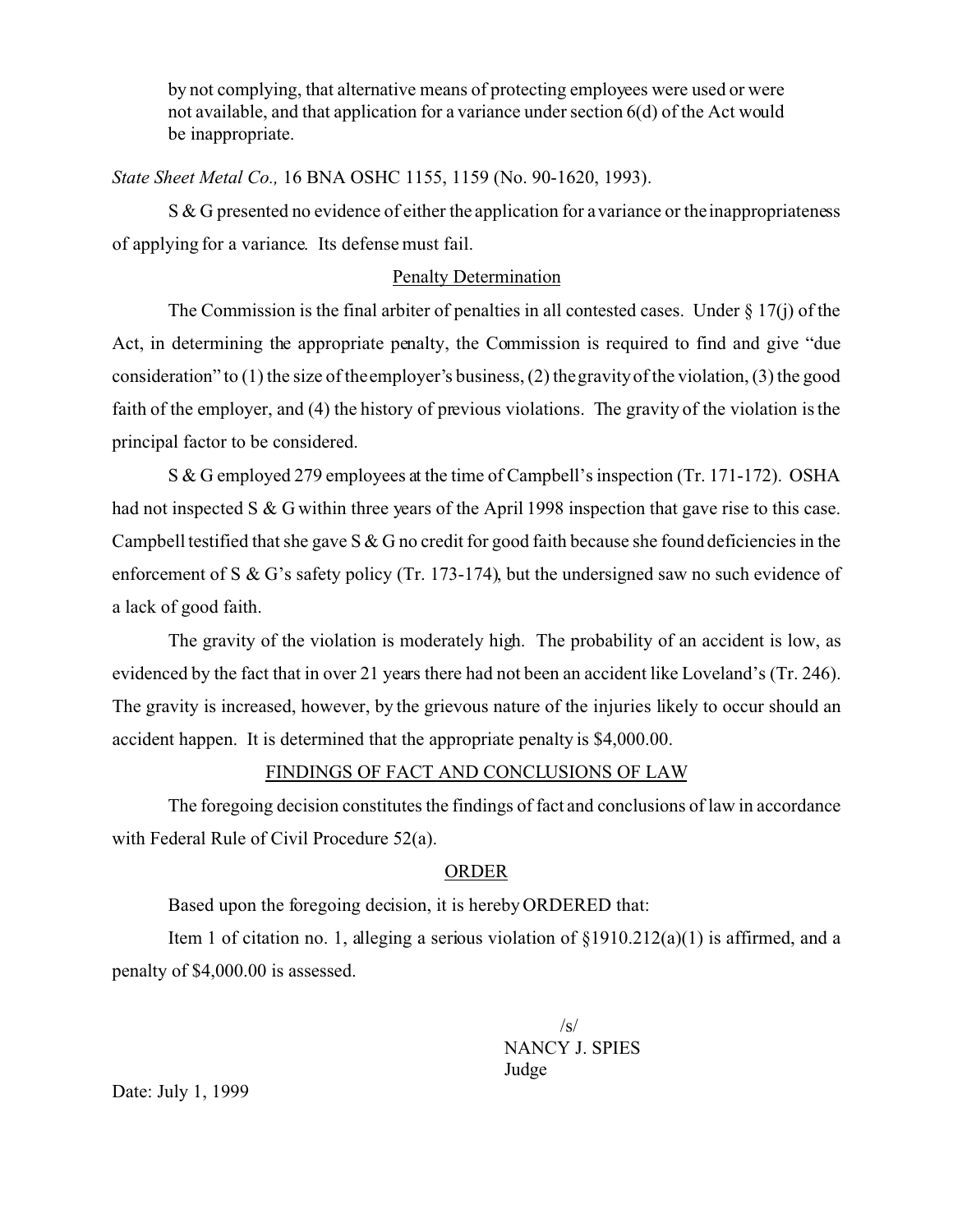> by not complying, that alternative means of protecting employees were used or were not available, and that application for a variance under section 6(d) of the Act would be inappropriate.

*State Sheet Metal Co.,* 16 BNA OSHC 1155, 1159 (No. 90-1620, 1993).

S & G presented no evidence of either the application for a variance or the inappropriateness of applying for a variance. Its defense must fail.

## Penalty Determination

The Commission is the final arbiter of penalties in all contested cases. Under § 17(j) of the Act, in determining the appropriate penalty, the Commission is required to find and give "due consideration" to (1) the size of the employer's business, (2) the gravity of the violation, (3) the good faith of the employer, and (4) the history of previous violations. The gravity of the violation is the principal factor to be considered.

S & G employed 279 employees at the time of Campbell's inspection (Tr. 171-172). OSHA had not inspected S & G within three years of the April 1998 inspection that gave rise to this case. Campbell testified that she gave S & G no credit for good faith because she found deficiencies in the enforcement of S & G's safety policy (Tr. 173-174), but the undersigned saw no such evidence of a lack of good faith.

The gravity of the violation is moderately high. The probability of an accident is low, as evidenced by the fact that in over 21 years there had not been an accident like Loveland's (Tr. 246). The gravity is increased, however, by the grievous nature of the injuries likely to occur should an accident happen. It is determined that the appropriate penalty is $4,000.00.

## FINDINGS OF FACT AND CONCLUSIONS OF LAW

The foregoing decision constitutes the findings of fact and conclusions of law in accordance with Federal Rule of Civil Procedure 52(a).

## ORDER

Based upon the foregoing decision, it is hereby ORDERED that:

Item 1 of citation no. 1, alleging a serious violation of §1910.212(a)(1) is affirmed, and a penalty of $4,000.00 is assessed.

/s/
NANCY J. SPIES
Judge

Date: July 1, 1999